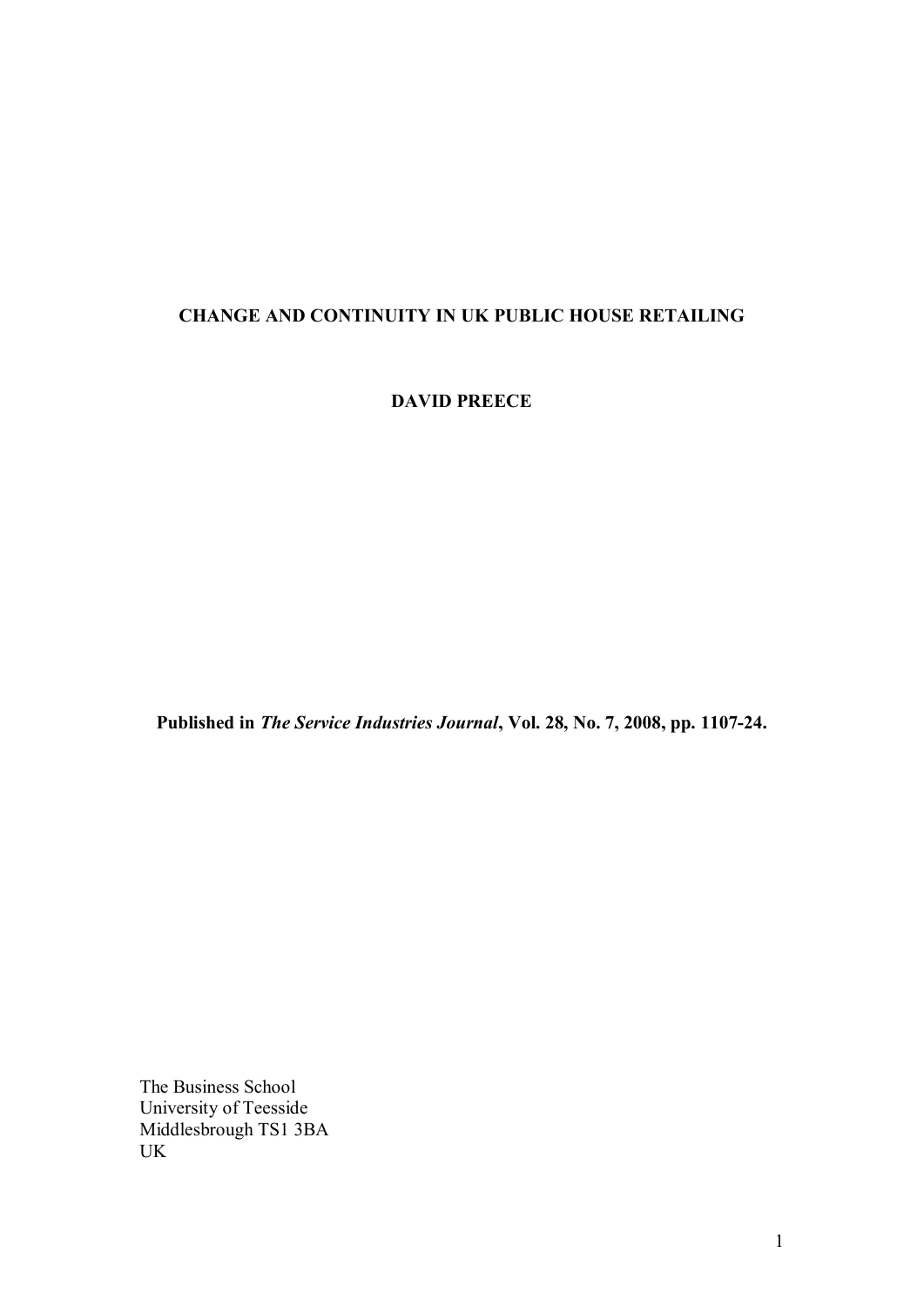# CHANGE AND CONTINUITY IN UK PUBLIC HOUSE RETAILING

**DAVID PREECE**

**Published in *The Service Industries Journal*, Vol. 28, No. 7, 2008, pp. 1107-24.**

The Business School
University of Teesside
Middlesbrough TS1 3BA
UK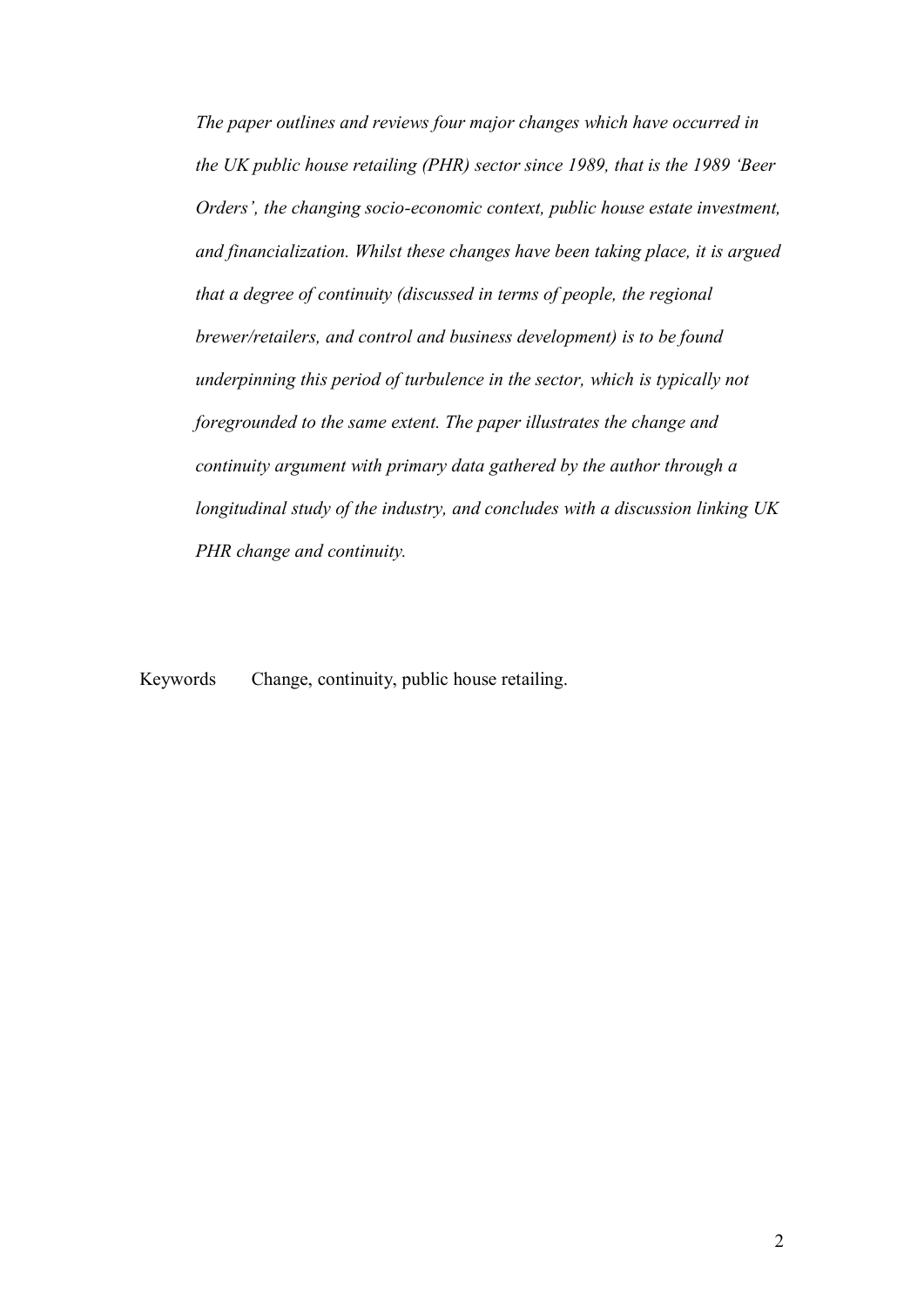*The paper outlines and reviews four major changes which have occurred in the UK public house retailing (PHR) sector since 1989, that is the 1989 'Beer Orders', the changing socio-economic context, public house estate investment, and financialization. Whilst these changes have been taking place, it is argued that a degree of continuity (discussed in terms of people, the regional brewer/retailers, and control and business development) is to be found underpinning this period of turbulence in the sector, which is typically not foregrounded to the same extent. The paper illustrates the change and continuity argument with primary data gathered by the author through a longitudinal study of the industry, and concludes with a discussion linking UK PHR change and continuity.*

Keywords Change, continuity, public house retailing.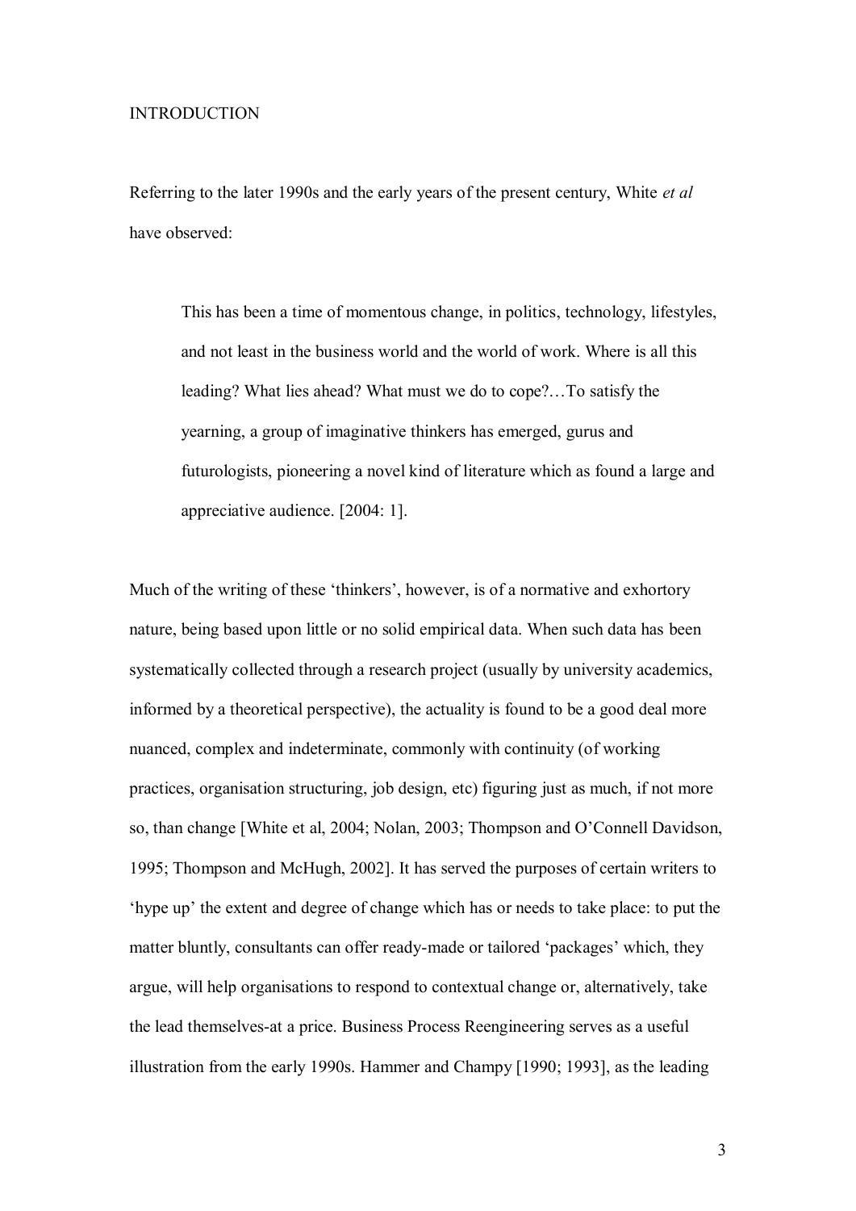# INTRODUCTION

Referring to the later 1990s and the early years of the present century, White *et al* have observed:

> This has been a time of momentous change, in politics, technology, lifestyles, and not least in the business world and the world of work. Where is all this leading? What lies ahead? What must we do to cope?…To satisfy the yearning, a group of imaginative thinkers has emerged, gurus and futurologists, pioneering a novel kind of literature which as found a large and appreciative audience. [2004: 1].

Much of the writing of these 'thinkers', however, is of a normative and exhortory nature, being based upon little or no solid empirical data. When such data has been systematically collected through a research project (usually by university academics, informed by a theoretical perspective), the actuality is found to be a good deal more nuanced, complex and indeterminate, commonly with continuity (of working practices, organisation structuring, job design, etc) figuring just as much, if not more so, than change [White et al, 2004; Nolan, 2003; Thompson and O'Connell Davidson, 1995; Thompson and McHugh, 2002]. It has served the purposes of certain writers to 'hype up' the extent and degree of change which has or needs to take place: to put the matter bluntly, consultants can offer ready-made or tailored 'packages' which, they argue, will help organisations to respond to contextual change or, alternatively, take the lead themselves-at a price. Business Process Reengineering serves as a useful illustration from the early 1990s. Hammer and Champy [1990; 1993], as the leading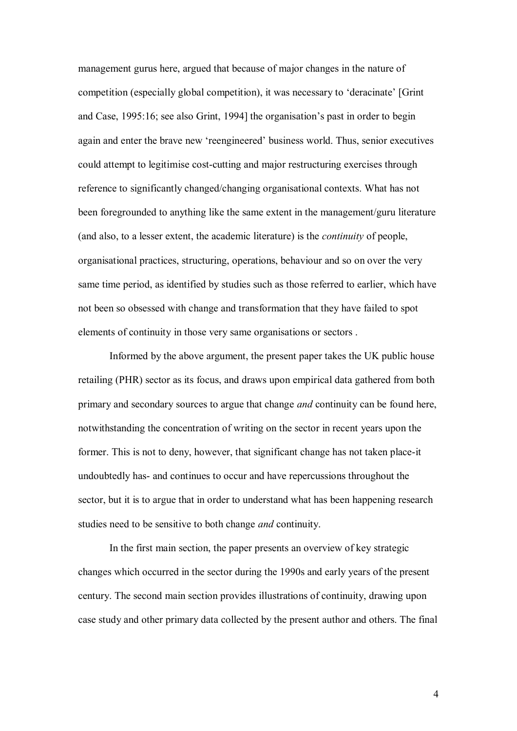management gurus here, argued that because of major changes in the nature of competition (especially global competition), it was necessary to 'deracinate' [Grint and Case, 1995:16; see also Grint, 1994] the organisation's past in order to begin again and enter the brave new 'reengineered' business world. Thus, senior executives could attempt to legitimise cost-cutting and major restructuring exercises through reference to significantly changed/changing organisational contexts. What has not been foregrounded to anything like the same extent in the management/guru literature (and also, to a lesser extent, the academic literature) is the *continuity* of people, organisational practices, structuring, operations, behaviour and so on over the very same time period, as identified by studies such as those referred to earlier, which have not been so obsessed with change and transformation that they have failed to spot elements of continuity in those very same organisations or sectors .

Informed by the above argument, the present paper takes the UK public house retailing (PHR) sector as its focus, and draws upon empirical data gathered from both primary and secondary sources to argue that change *and* continuity can be found here, notwithstanding the concentration of writing on the sector in recent years upon the former. This is not to deny, however, that significant change has not taken place-it undoubtedly has- and continues to occur and have repercussions throughout the sector, but it is to argue that in order to understand what has been happening research studies need to be sensitive to both change *and* continuity.

In the first main section, the paper presents an overview of key strategic changes which occurred in the sector during the 1990s and early years of the present century. The second main section provides illustrations of continuity, drawing upon case study and other primary data collected by the present author and others. The final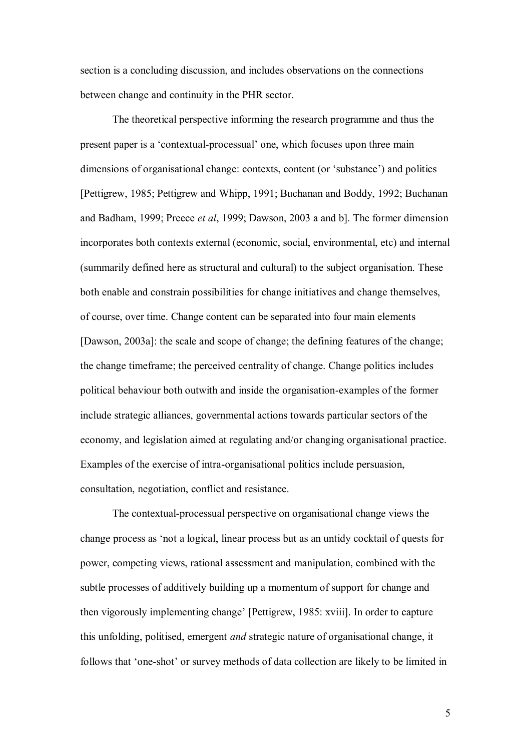section is a concluding discussion, and includes observations on the connections between change and continuity in the PHR sector.

The theoretical perspective informing the research programme and thus the present paper is a 'contextual-processual' one, which focuses upon three main dimensions of organisational change: contexts, content (or 'substance') and politics [Pettigrew, 1985; Pettigrew and Whipp, 1991; Buchanan and Boddy, 1992; Buchanan and Badham, 1999; Preece *et al*, 1999; Dawson, 2003 a and b]. The former dimension incorporates both contexts external (economic, social, environmental, etc) and internal (summarily defined here as structural and cultural) to the subject organisation. These both enable and constrain possibilities for change initiatives and change themselves, of course, over time. Change content can be separated into four main elements [Dawson, 2003a]: the scale and scope of change; the defining features of the change; the change timeframe; the perceived centrality of change. Change politics includes political behaviour both outwith and inside the organisation-examples of the former include strategic alliances, governmental actions towards particular sectors of the economy, and legislation aimed at regulating and/or changing organisational practice. Examples of the exercise of intra-organisational politics include persuasion, consultation, negotiation, conflict and resistance.

The contextual-processual perspective on organisational change views the change process as 'not a logical, linear process but as an untidy cocktail of quests for power, competing views, rational assessment and manipulation, combined with the subtle processes of additively building up a momentum of support for change and then vigorously implementing change' [Pettigrew, 1985: xviii]. In order to capture this unfolding, politised, emergent *and* strategic nature of organisational change, it follows that 'one-shot' or survey methods of data collection are likely to be limited in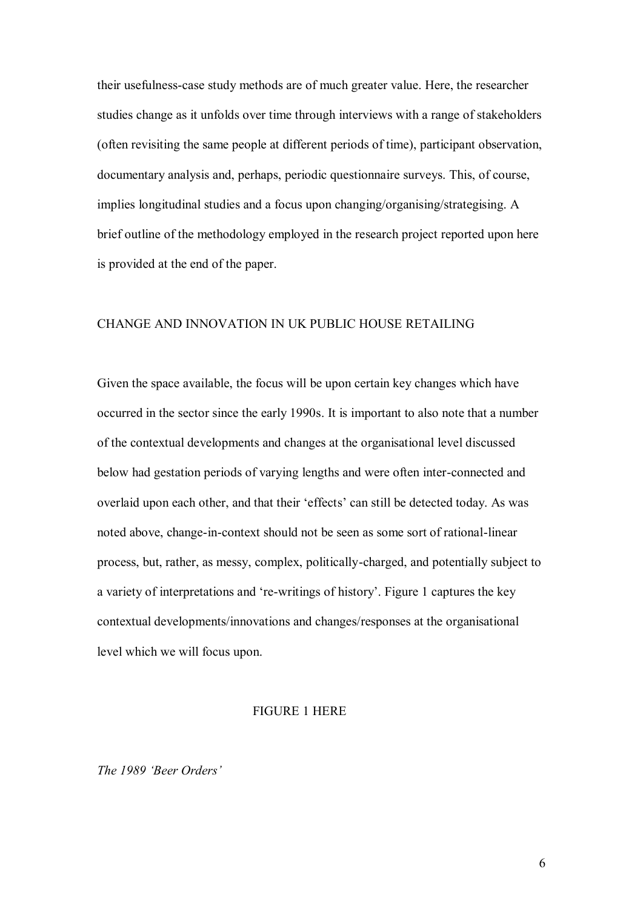their usefulness-case study methods are of much greater value. Here, the researcher studies change as it unfolds over time through interviews with a range of stakeholders (often revisiting the same people at different periods of time), participant observation, documentary analysis and, perhaps, periodic questionnaire surveys. This, of course, implies longitudinal studies and a focus upon changing/organising/strategising. A brief outline of the methodology employed in the research project reported upon here is provided at the end of the paper.

## CHANGE AND INNOVATION IN UK PUBLIC HOUSE RETAILING

Given the space available, the focus will be upon certain key changes which have occurred in the sector since the early 1990s. It is important to also note that a number of the contextual developments and changes at the organisational level discussed below had gestation periods of varying lengths and were often inter-connected and overlaid upon each other, and that their 'effects' can still be detected today. As was noted above, change-in-context should not be seen as some sort of rational-linear process, but, rather, as messy, complex, politically-charged, and potentially subject to a variety of interpretations and 're-writings of history'. Figure 1 captures the key contextual developments/innovations and changes/responses at the organisational level which we will focus upon.

FIGURE 1 HERE

### *The 1989 'Beer Orders'*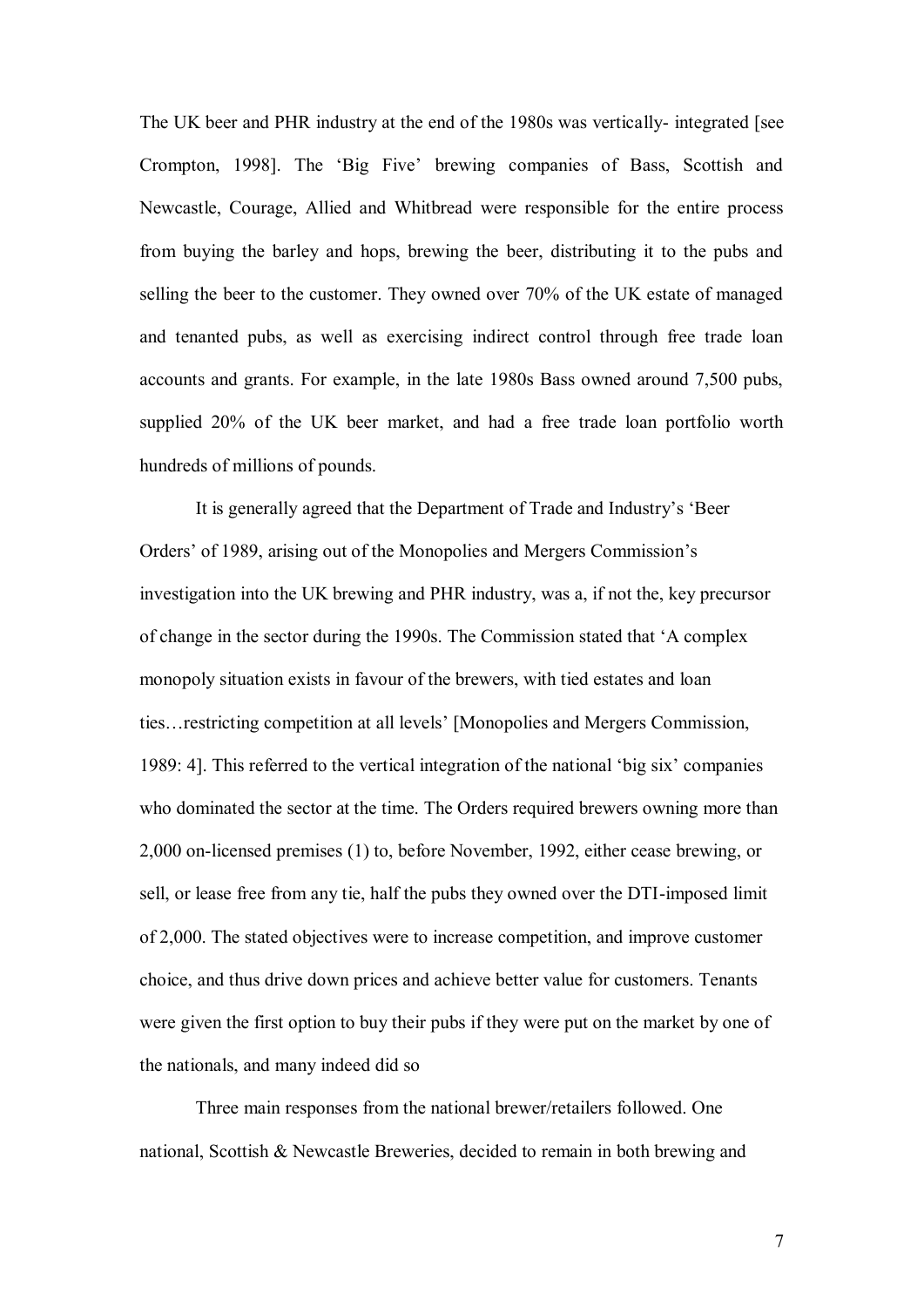The UK beer and PHR industry at the end of the 1980s was vertically- integrated [see Crompton, 1998]. The 'Big Five' brewing companies of Bass, Scottish and Newcastle, Courage, Allied and Whitbread were responsible for the entire process from buying the barley and hops, brewing the beer, distributing it to the pubs and selling the beer to the customer. They owned over 70% of the UK estate of managed and tenanted pubs, as well as exercising indirect control through free trade loan accounts and grants. For example, in the late 1980s Bass owned around 7,500 pubs, supplied 20% of the UK beer market, and had a free trade loan portfolio worth hundreds of millions of pounds.

It is generally agreed that the Department of Trade and Industry's 'Beer Orders' of 1989, arising out of the Monopolies and Mergers Commission's investigation into the UK brewing and PHR industry, was a, if not the, key precursor of change in the sector during the 1990s. The Commission stated that 'A complex monopoly situation exists in favour of the brewers, with tied estates and loan ties…restricting competition at all levels' [Monopolies and Mergers Commission, 1989: 4]. This referred to the vertical integration of the national 'big six' companies who dominated the sector at the time. The Orders required brewers owning more than 2,000 on-licensed premises (1) to, before November, 1992, either cease brewing, or sell, or lease free from any tie, half the pubs they owned over the DTI-imposed limit of 2,000. The stated objectives were to increase competition, and improve customer choice, and thus drive down prices and achieve better value for customers. Tenants were given the first option to buy their pubs if they were put on the market by one of the nationals, and many indeed did so

Three main responses from the national brewer/retailers followed. One national, Scottish & Newcastle Breweries, decided to remain in both brewing and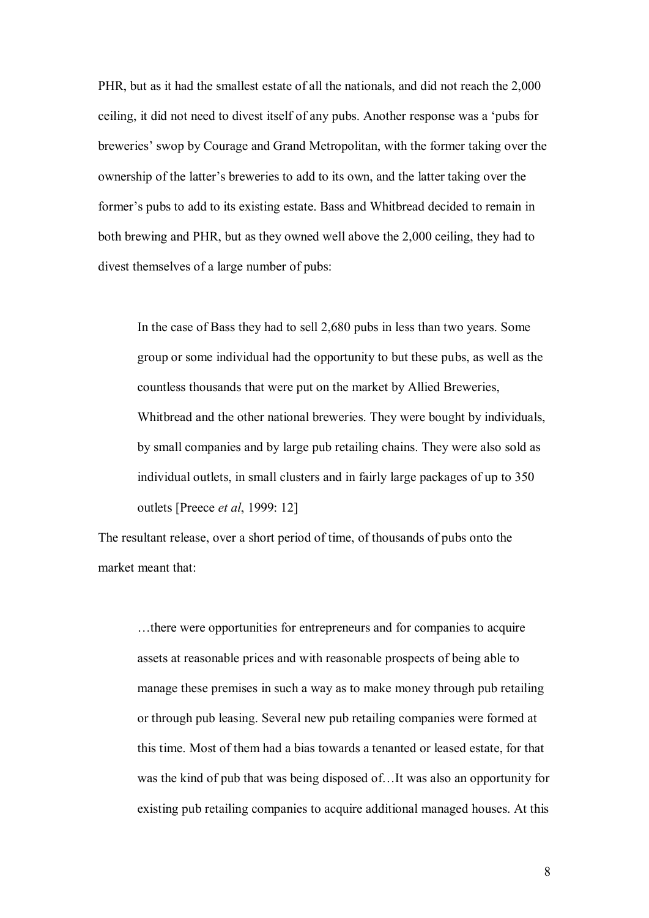PHR, but as it had the smallest estate of all the nationals, and did not reach the 2,000 ceiling, it did not need to divest itself of any pubs. Another response was a 'pubs for breweries' swop by Courage and Grand Metropolitan, with the former taking over the ownership of the latter's breweries to add to its own, and the latter taking over the former's pubs to add to its existing estate. Bass and Whitbread decided to remain in both brewing and PHR, but as they owned well above the 2,000 ceiling, they had to divest themselves of a large number of pubs:

> In the case of Bass they had to sell 2,680 pubs in less than two years. Some group or some individual had the opportunity to but these pubs, as well as the countless thousands that were put on the market by Allied Breweries, Whitbread and the other national breweries. They were bought by individuals, by small companies and by large pub retailing chains. They were also sold as individual outlets, in small clusters and in fairly large packages of up to 350 outlets [Preece *et al*, 1999: 12]

The resultant release, over a short period of time, of thousands of pubs onto the market meant that:

> …there were opportunities for entrepreneurs and for companies to acquire assets at reasonable prices and with reasonable prospects of being able to manage these premises in such a way as to make money through pub retailing or through pub leasing. Several new pub retailing companies were formed at this time. Most of them had a bias towards a tenanted or leased estate, for that was the kind of pub that was being disposed of…It was also an opportunity for existing pub retailing companies to acquire additional managed houses. At this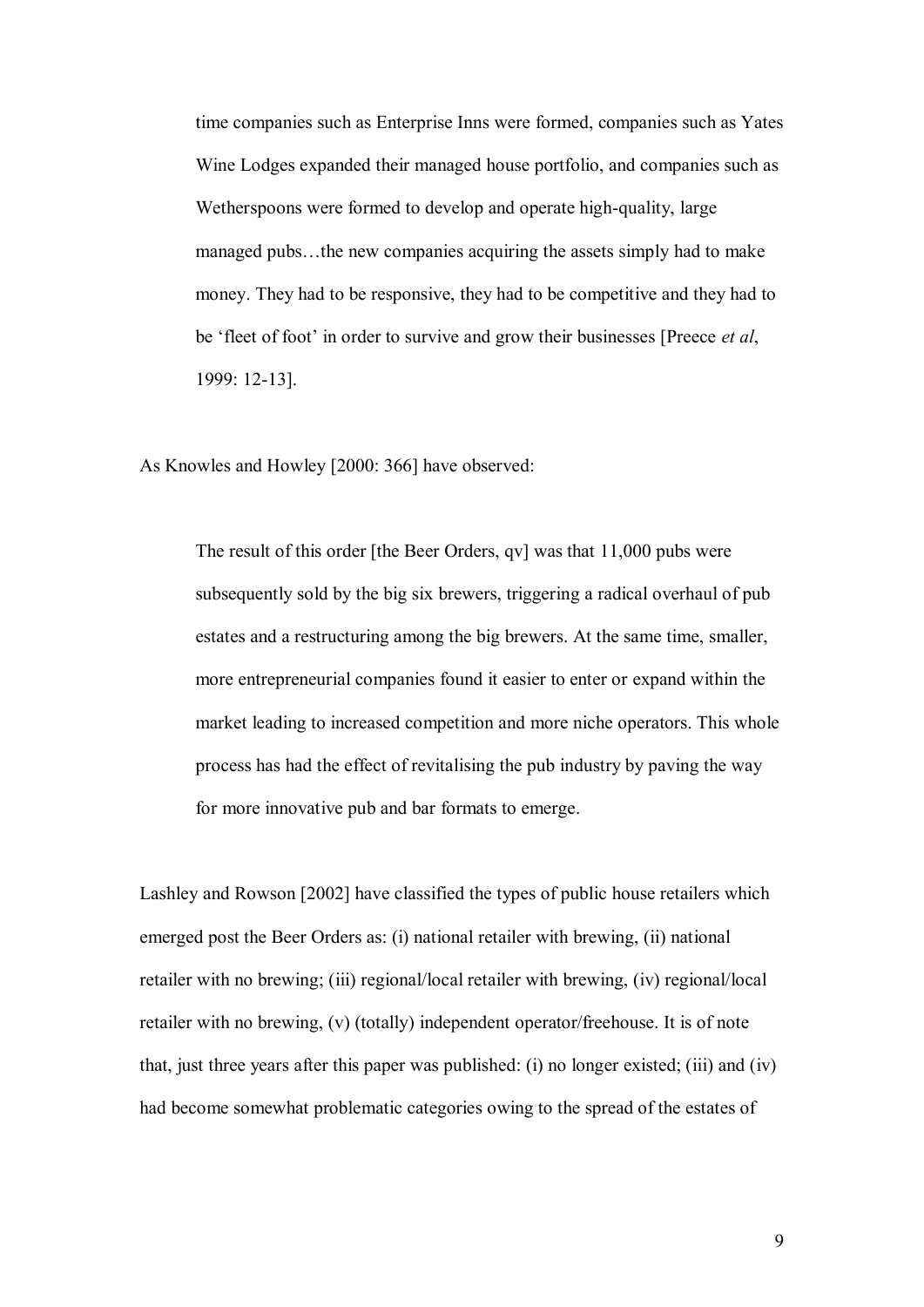> time companies such as Enterprise Inns were formed, companies such as Yates Wine Lodges expanded their managed house portfolio, and companies such as Wetherspoons were formed to develop and operate high-quality, large managed pubs…the new companies acquiring the assets simply had to make money. They had to be responsive, they had to be competitive and they had to be 'fleet of foot' in order to survive and grow their businesses [Preece *et al*, 1999: 12-13].

As Knowles and Howley [2000: 366] have observed:

> The result of this order [the Beer Orders, qv] was that 11,000 pubs were subsequently sold by the big six brewers, triggering a radical overhaul of pub estates and a restructuring among the big brewers. At the same time, smaller, more entrepreneurial companies found it easier to enter or expand within the market leading to increased competition and more niche operators. This whole process has had the effect of revitalising the pub industry by paving the way for more innovative pub and bar formats to emerge.

Lashley and Rowson [2002] have classified the types of public house retailers which emerged post the Beer Orders as: (i) national retailer with brewing, (ii) national retailer with no brewing; (iii) regional/local retailer with brewing, (iv) regional/local retailer with no brewing, (v) (totally) independent operator/freehouse. It is of note that, just three years after this paper was published: (i) no longer existed; (iii) and (iv) had become somewhat problematic categories owing to the spread of the estates of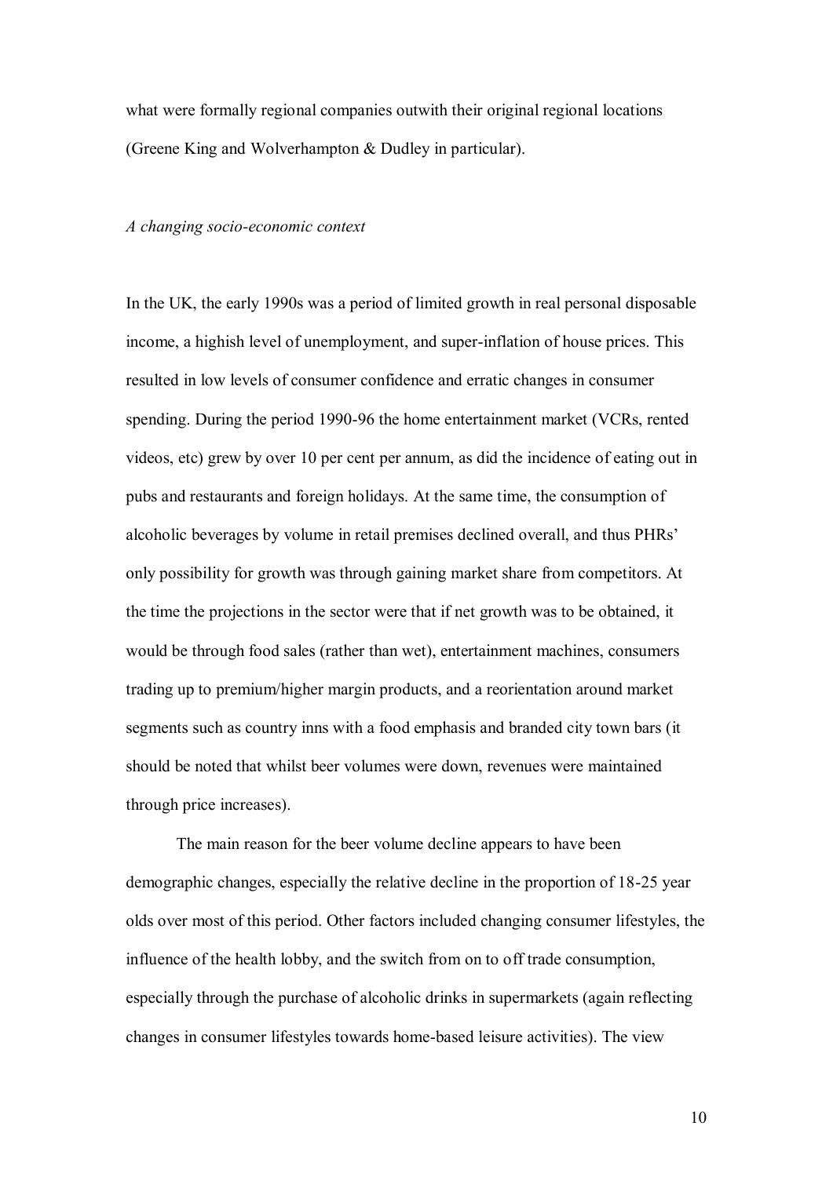what were formally regional companies outwith their original regional locations (Greene King and Wolverhampton & Dudley in particular).

*A changing socio-economic context*

In the UK, the early 1990s was a period of limited growth in real personal disposable income, a highish level of unemployment, and super-inflation of house prices. This resulted in low levels of consumer confidence and erratic changes in consumer spending. During the period 1990-96 the home entertainment market (VCRs, rented videos, etc) grew by over 10 per cent per annum, as did the incidence of eating out in pubs and restaurants and foreign holidays. At the same time, the consumption of alcoholic beverages by volume in retail premises declined overall, and thus PHRs' only possibility for growth was through gaining market share from competitors. At the time the projections in the sector were that if net growth was to be obtained, it would be through food sales (rather than wet), entertainment machines, consumers trading up to premium/higher margin products, and a reorientation around market segments such as country inns with a food emphasis and branded city town bars (it should be noted that whilst beer volumes were down, revenues were maintained through price increases).

The main reason for the beer volume decline appears to have been demographic changes, especially the relative decline in the proportion of 18-25 year olds over most of this period. Other factors included changing consumer lifestyles, the influence of the health lobby, and the switch from on to off trade consumption, especially through the purchase of alcoholic drinks in supermarkets (again reflecting changes in consumer lifestyles towards home-based leisure activities). The view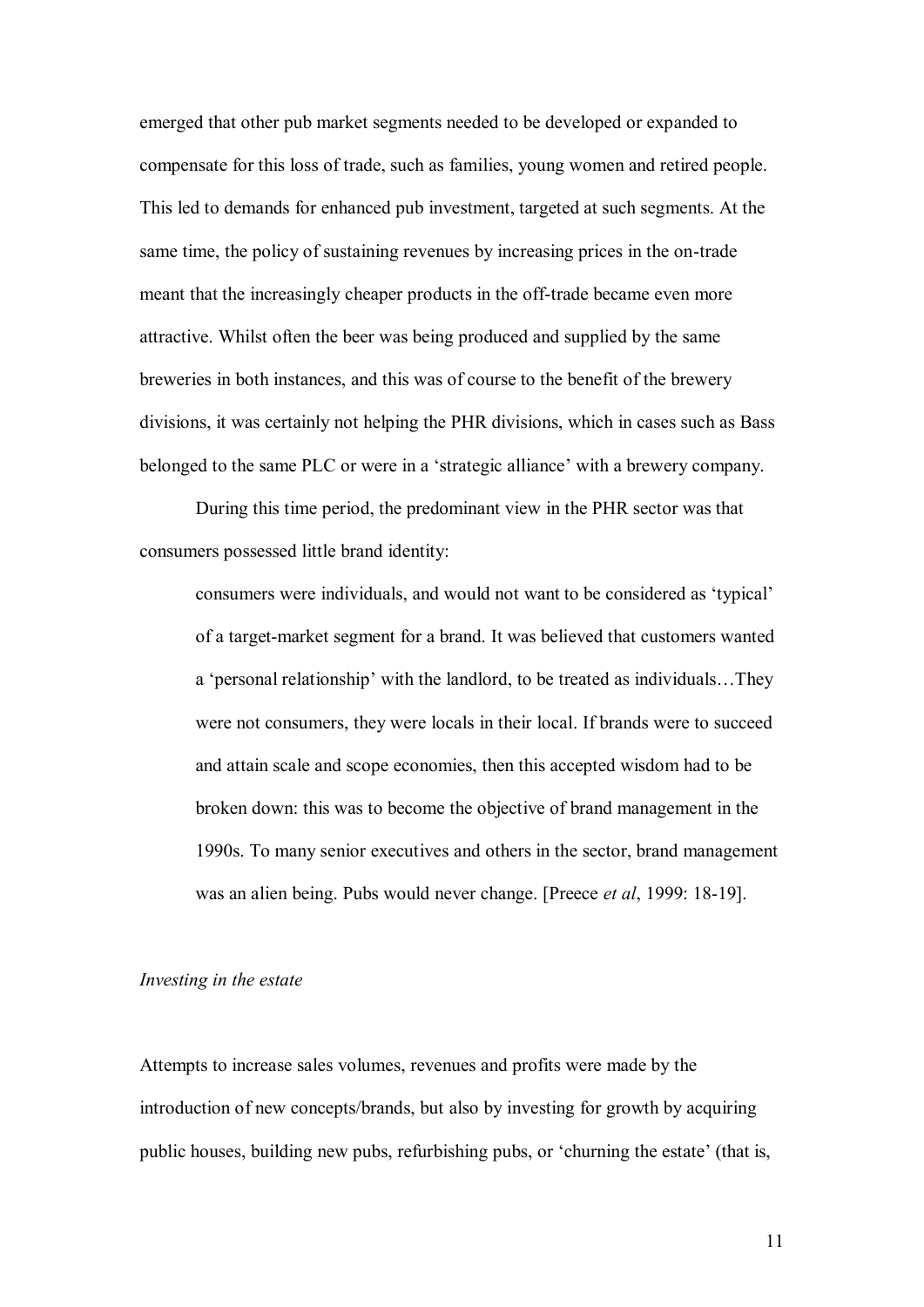emerged that other pub market segments needed to be developed or expanded to compensate for this loss of trade, such as families, young women and retired people. This led to demands for enhanced pub investment, targeted at such segments. At the same time, the policy of sustaining revenues by increasing prices in the on-trade meant that the increasingly cheaper products in the off-trade became even more attractive. Whilst often the beer was being produced and supplied by the same breweries in both instances, and this was of course to the benefit of the brewery divisions, it was certainly not helping the PHR divisions, which in cases such as Bass belonged to the same PLC or were in a 'strategic alliance' with a brewery company.

During this time period, the predominant view in the PHR sector was that consumers possessed little brand identity:

> consumers were individuals, and would not want to be considered as 'typical' of a target-market segment for a brand. It was believed that customers wanted a 'personal relationship' with the landlord, to be treated as individuals…They were not consumers, they were locals in their local. If brands were to succeed and attain scale and scope economies, then this accepted wisdom had to be broken down: this was to become the objective of brand management in the 1990s. To many senior executives and others in the sector, brand management was an alien being. Pubs would never change. [Preece *et al*, 1999: 18-19].

*Investing in the estate*

Attempts to increase sales volumes, revenues and profits were made by the introduction of new concepts/brands, but also by investing for growth by acquiring public houses, building new pubs, refurbishing pubs, or 'churning the estate' (that is,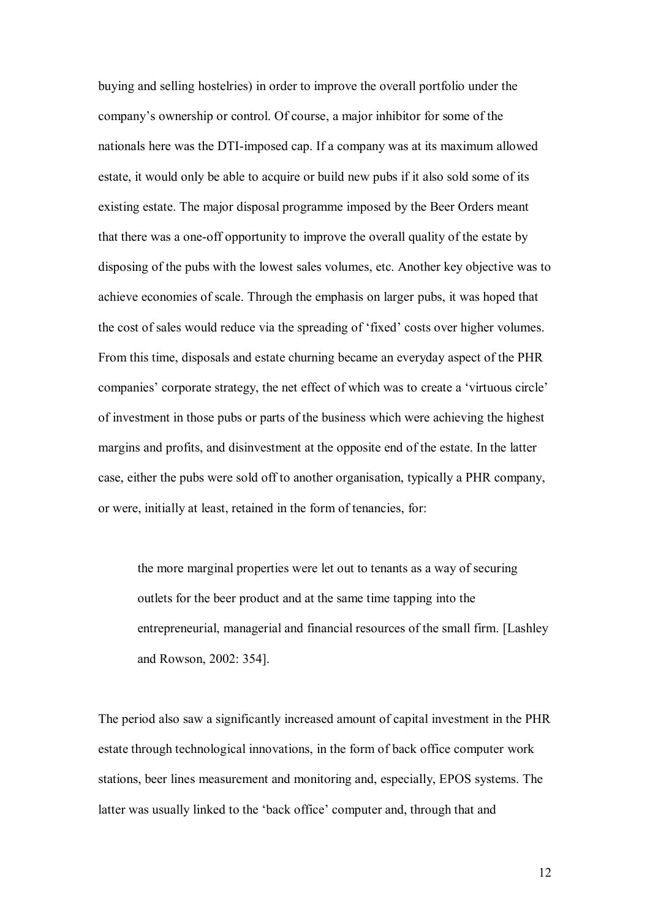buying and selling hostelries) in order to improve the overall portfolio under the company's ownership or control. Of course, a major inhibitor for some of the nationals here was the DTI-imposed cap. If a company was at its maximum allowed estate, it would only be able to acquire or build new pubs if it also sold some of its existing estate. The major disposal programme imposed by the Beer Orders meant that there was a one-off opportunity to improve the overall quality of the estate by disposing of the pubs with the lowest sales volumes, etc. Another key objective was to achieve economies of scale. Through the emphasis on larger pubs, it was hoped that the cost of sales would reduce via the spreading of 'fixed' costs over higher volumes. From this time, disposals and estate churning became an everyday aspect of the PHR companies' corporate strategy, the net effect of which was to create a 'virtuous circle' of investment in those pubs or parts of the business which were achieving the highest margins and profits, and disinvestment at the opposite end of the estate. In the latter case, either the pubs were sold off to another organisation, typically a PHR company, or were, initially at least, retained in the form of tenancies, for:

> the more marginal properties were let out to tenants as a way of securing outlets for the beer product and at the same time tapping into the entrepreneurial, managerial and financial resources of the small firm. [Lashley and Rowson, 2002: 354].

The period also saw a significantly increased amount of capital investment in the PHR estate through technological innovations, in the form of back office computer work stations, beer lines measurement and monitoring and, especially, EPOS systems. The latter was usually linked to the 'back office' computer and, through that and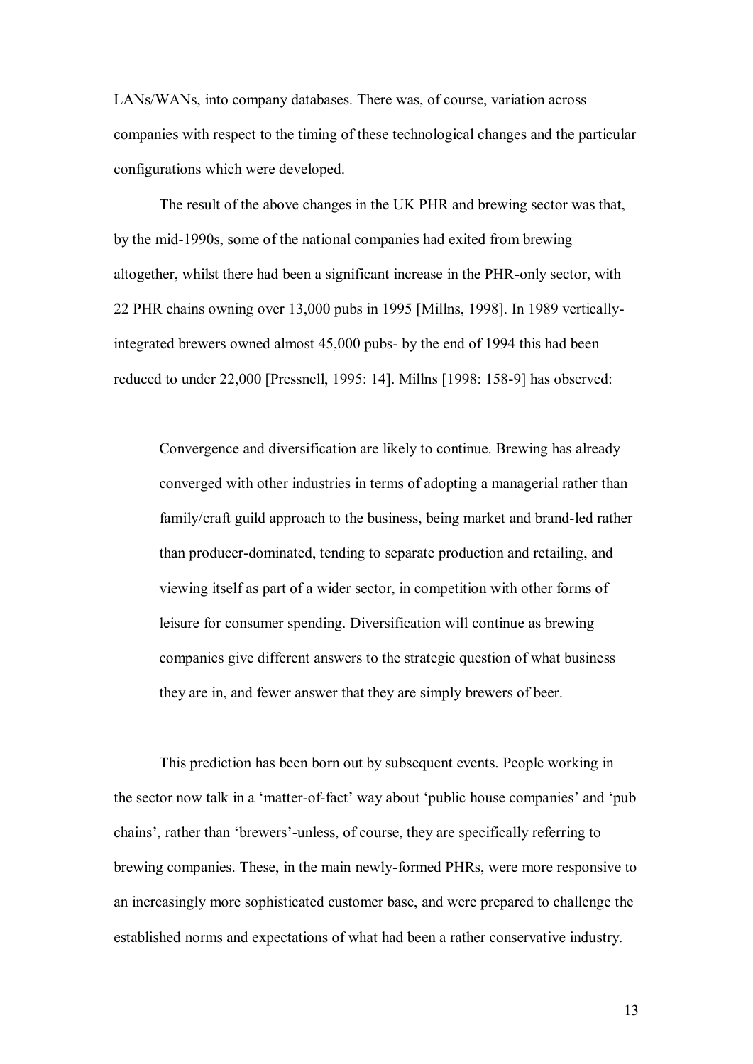LANs/WANs, into company databases. There was, of course, variation across companies with respect to the timing of these technological changes and the particular configurations which were developed.

The result of the above changes in the UK PHR and brewing sector was that, by the mid-1990s, some of the national companies had exited from brewing altogether, whilst there had been a significant increase in the PHR-only sector, with 22 PHR chains owning over 13,000 pubs in 1995 [Millns, 1998]. In 1989 vertically-integrated brewers owned almost 45,000 pubs- by the end of 1994 this had been reduced to under 22,000 [Pressnell, 1995: 14]. Millns [1998: 158-9] has observed:

> Convergence and diversification are likely to continue. Brewing has already converged with other industries in terms of adopting a managerial rather than family/craft guild approach to the business, being market and brand-led rather than producer-dominated, tending to separate production and retailing, and viewing itself as part of a wider sector, in competition with other forms of leisure for consumer spending. Diversification will continue as brewing companies give different answers to the strategic question of what business they are in, and fewer answer that they are simply brewers of beer.

This prediction has been born out by subsequent events. People working in the sector now talk in a 'matter-of-fact' way about 'public house companies' and 'pub chains', rather than 'brewers'-unless, of course, they are specifically referring to brewing companies. These, in the main newly-formed PHRs, were more responsive to an increasingly more sophisticated customer base, and were prepared to challenge the established norms and expectations of what had been a rather conservative industry.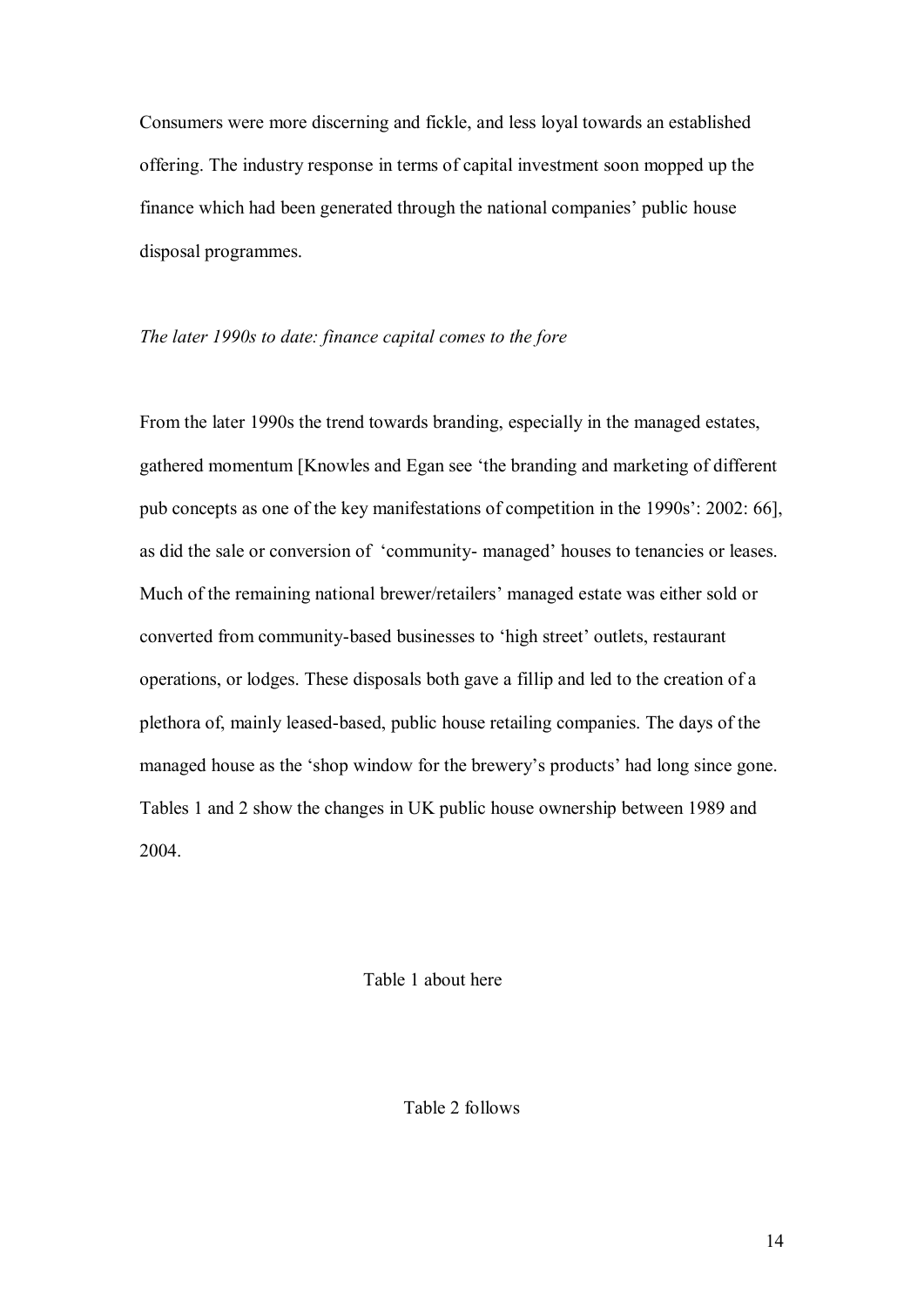Consumers were more discerning and fickle, and less loyal towards an established offering. The industry response in terms of capital investment soon mopped up the finance which had been generated through the national companies' public house disposal programmes.

*The later 1990s to date: finance capital comes to the fore*

From the later 1990s the trend towards branding, especially in the managed estates, gathered momentum [Knowles and Egan see 'the branding and marketing of different pub concepts as one of the key manifestations of competition in the 1990s': 2002: 66], as did the sale or conversion of 'community- managed' houses to tenancies or leases. Much of the remaining national brewer/retailers' managed estate was either sold or converted from community-based businesses to 'high street' outlets, restaurant operations, or lodges. These disposals both gave a fillip and led to the creation of a plethora of, mainly leased-based, public house retailing companies. The days of the managed house as the 'shop window for the brewery's products' had long since gone. Tables 1 and 2 show the changes in UK public house ownership between 1989 and 2004.

Table 1 about here

Table 2 follows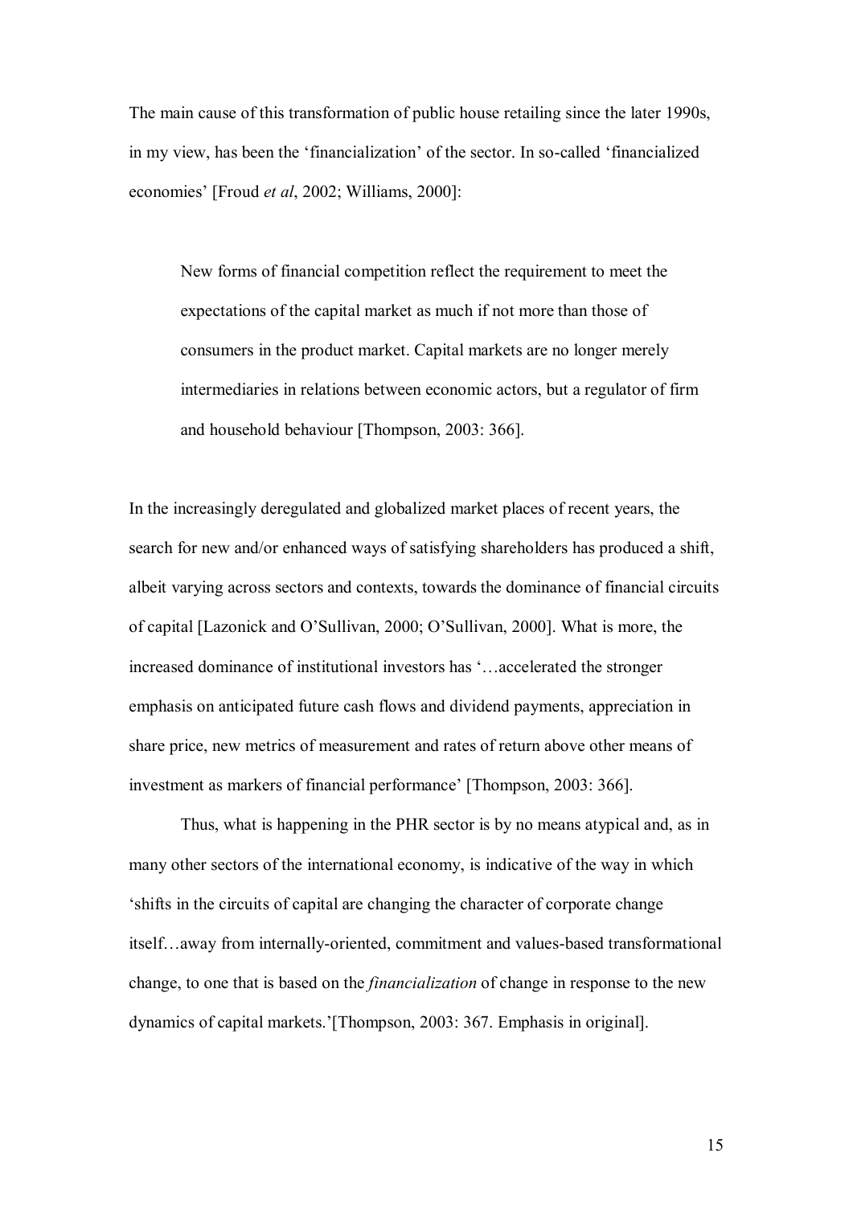The main cause of this transformation of public house retailing since the later 1990s, in my view, has been the 'financialization' of the sector. In so-called 'financialized economies' [Froud *et al*, 2002; Williams, 2000]:

> New forms of financial competition reflect the requirement to meet the expectations of the capital market as much if not more than those of consumers in the product market. Capital markets are no longer merely intermediaries in relations between economic actors, but a regulator of firm and household behaviour [Thompson, 2003: 366].

In the increasingly deregulated and globalized market places of recent years, the search for new and/or enhanced ways of satisfying shareholders has produced a shift, albeit varying across sectors and contexts, towards the dominance of financial circuits of capital [Lazonick and O'Sullivan, 2000; O'Sullivan, 2000]. What is more, the increased dominance of institutional investors has '…accelerated the stronger emphasis on anticipated future cash flows and dividend payments, appreciation in share price, new metrics of measurement and rates of return above other means of investment as markers of financial performance' [Thompson, 2003: 366].

Thus, what is happening in the PHR sector is by no means atypical and, as in many other sectors of the international economy, is indicative of the way in which 'shifts in the circuits of capital are changing the character of corporate change itself…away from internally-oriented, commitment and values-based transformational change, to one that is based on the *financialization* of change in response to the new dynamics of capital markets.'[Thompson, 2003: 367. Emphasis in original].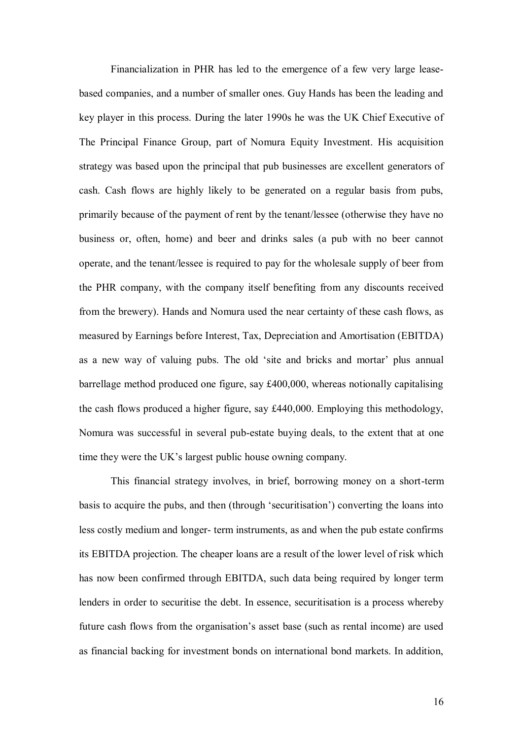Financialization in PHR has led to the emergence of a few very large lease-based companies, and a number of smaller ones. Guy Hands has been the leading and key player in this process. During the later 1990s he was the UK Chief Executive of The Principal Finance Group, part of Nomura Equity Investment. His acquisition strategy was based upon the principal that pub businesses are excellent generators of cash. Cash flows are highly likely to be generated on a regular basis from pubs, primarily because of the payment of rent by the tenant/lessee (otherwise they have no business or, often, home) and beer and drinks sales (a pub with no beer cannot operate, and the tenant/lessee is required to pay for the wholesale supply of beer from the PHR company, with the company itself benefiting from any discounts received from the brewery). Hands and Nomura used the near certainty of these cash flows, as measured by Earnings before Interest, Tax, Depreciation and Amortisation (EBITDA) as a new way of valuing pubs. The old 'site and bricks and mortar' plus annual barrellage method produced one figure, say £400,000, whereas notionally capitalising the cash flows produced a higher figure, say £440,000. Employing this methodology, Nomura was successful in several pub-estate buying deals, to the extent that at one time they were the UK's largest public house owning company.

This financial strategy involves, in brief, borrowing money on a short-term basis to acquire the pubs, and then (through 'securitisation') converting the loans into less costly medium and longer- term instruments, as and when the pub estate confirms its EBITDA projection. The cheaper loans are a result of the lower level of risk which has now been confirmed through EBITDA, such data being required by longer term lenders in order to securitise the debt. In essence, securitisation is a process whereby future cash flows from the organisation's asset base (such as rental income) are used as financial backing for investment bonds on international bond markets. In addition,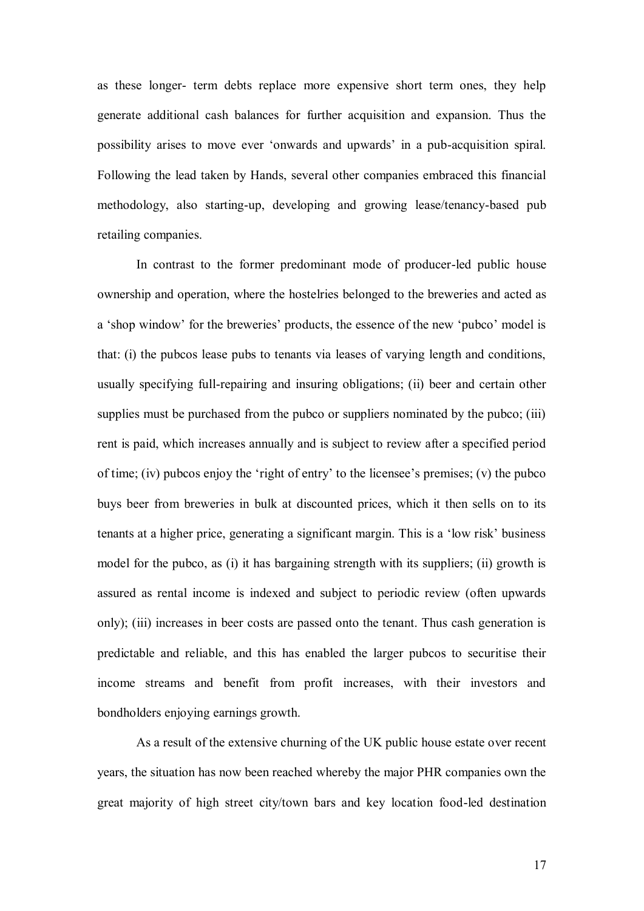as these longer- term debts replace more expensive short term ones, they help generate additional cash balances for further acquisition and expansion. Thus the possibility arises to move ever 'onwards and upwards' in a pub-acquisition spiral. Following the lead taken by Hands, several other companies embraced this financial methodology, also starting-up, developing and growing lease/tenancy-based pub retailing companies.

In contrast to the former predominant mode of producer-led public house ownership and operation, where the hostelries belonged to the breweries and acted as a 'shop window' for the breweries' products, the essence of the new 'pubco' model is that: (i) the pubcos lease pubs to tenants via leases of varying length and conditions, usually specifying full-repairing and insuring obligations; (ii) beer and certain other supplies must be purchased from the pubco or suppliers nominated by the pubco; (iii) rent is paid, which increases annually and is subject to review after a specified period of time; (iv) pubcos enjoy the 'right of entry' to the licensee's premises; (v) the pubco buys beer from breweries in bulk at discounted prices, which it then sells on to its tenants at a higher price, generating a significant margin. This is a 'low risk' business model for the pubco, as (i) it has bargaining strength with its suppliers; (ii) growth is assured as rental income is indexed and subject to periodic review (often upwards only); (iii) increases in beer costs are passed onto the tenant. Thus cash generation is predictable and reliable, and this has enabled the larger pubcos to securitise their income streams and benefit from profit increases, with their investors and bondholders enjoying earnings growth.

As a result of the extensive churning of the UK public house estate over recent years, the situation has now been reached whereby the major PHR companies own the great majority of high street city/town bars and key location food-led destination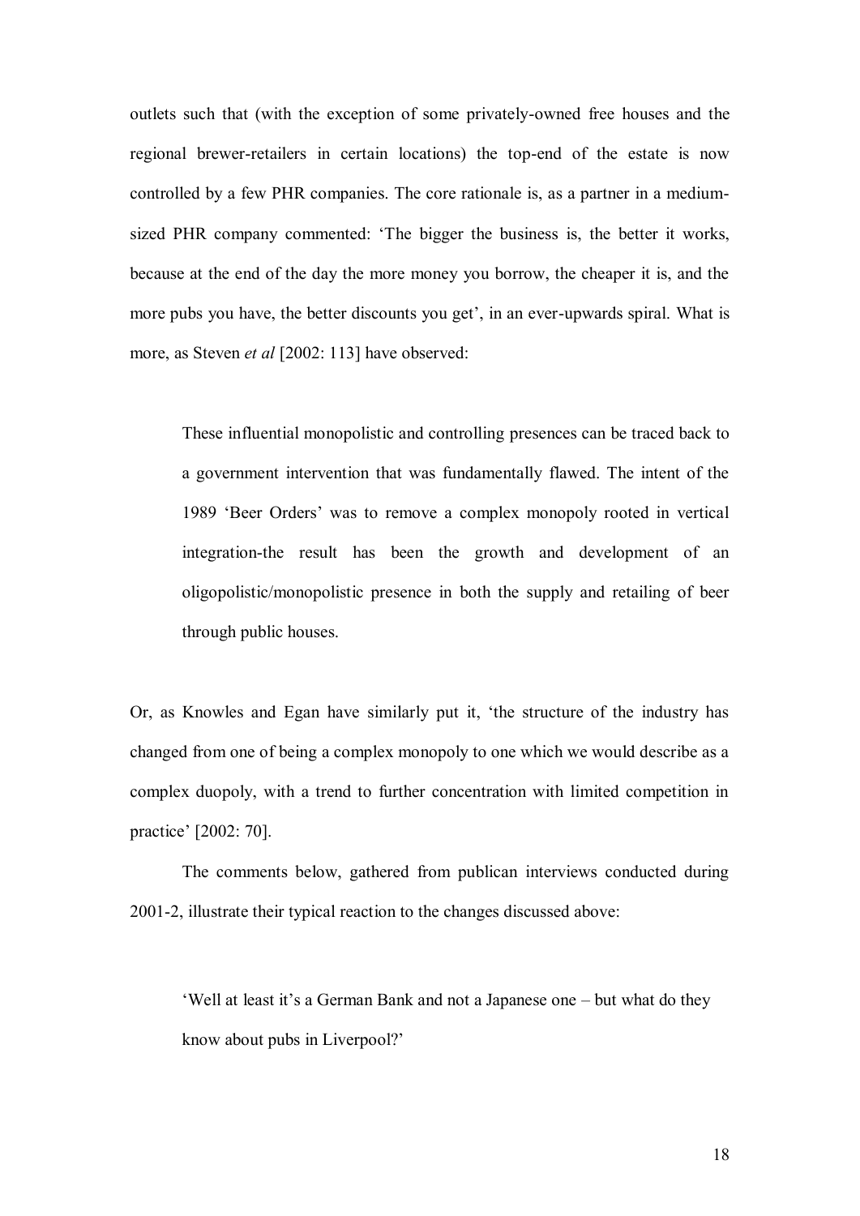outlets such that (with the exception of some privately-owned free houses and the regional brewer-retailers in certain locations) the top-end of the estate is now controlled by a few PHR companies. The core rationale is, as a partner in a medium-sized PHR company commented: 'The bigger the business is, the better it works, because at the end of the day the more money you borrow, the cheaper it is, and the more pubs you have, the better discounts you get', in an ever-upwards spiral. What is more, as Steven *et al* [2002: 113] have observed:

> These influential monopolistic and controlling presences can be traced back to a government intervention that was fundamentally flawed. The intent of the 1989 'Beer Orders' was to remove a complex monopoly rooted in vertical integration-the result has been the growth and development of an oligopolistic/monopolistic presence in both the supply and retailing of beer through public houses.

Or, as Knowles and Egan have similarly put it, 'the structure of the industry has changed from one of being a complex monopoly to one which we would describe as a complex duopoly, with a trend to further concentration with limited competition in practice' [2002: 70].

The comments below, gathered from publican interviews conducted during 2001-2, illustrate their typical reaction to the changes discussed above:

> 'Well at least it's a German Bank and not a Japanese one – but what do they know about pubs in Liverpool?'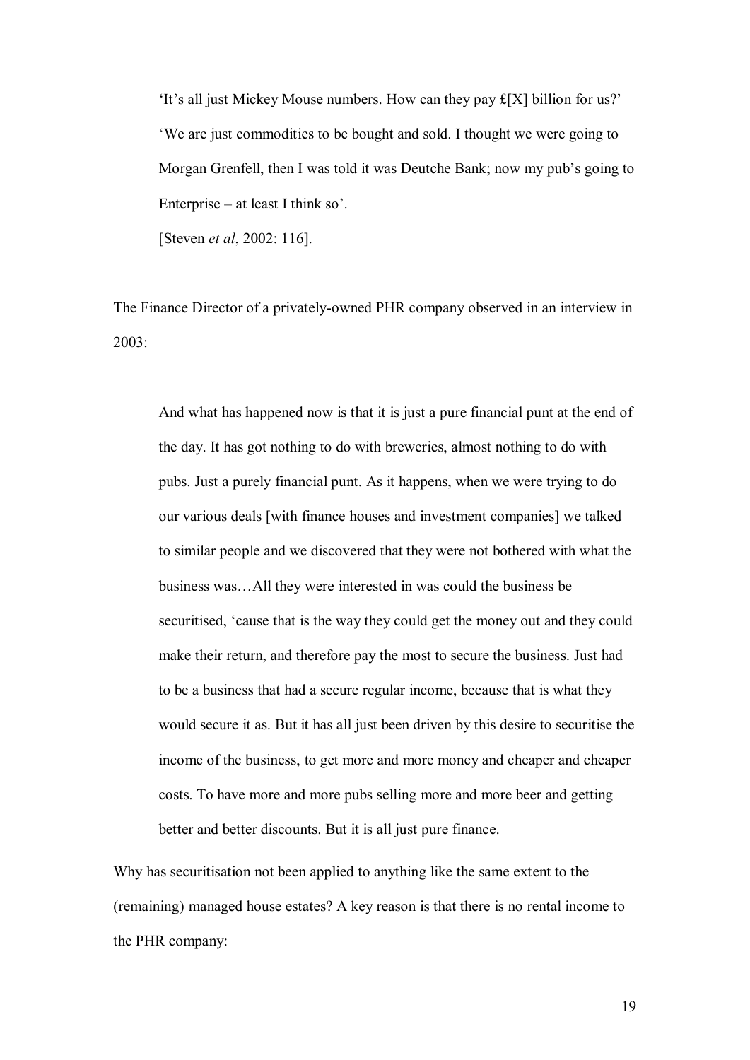> 'It's all just Mickey Mouse numbers. How can they pay £[X] billion for us?'
> 'We are just commodities to be bought and sold. I thought we were going to Morgan Grenfell, then I was told it was Deutche Bank; now my pub's going to Enterprise – at least I think so'.
> [Steven *et al*, 2002: 116].

The Finance Director of a privately-owned PHR company observed in an interview in 2003:

> And what has happened now is that it is just a pure financial punt at the end of the day. It has got nothing to do with breweries, almost nothing to do with pubs. Just a purely financial punt. As it happens, when we were trying to do our various deals [with finance houses and investment companies] we talked to similar people and we discovered that they were not bothered with what the business was…All they were interested in was could the business be securitised, 'cause that is the way they could get the money out and they could make their return, and therefore pay the most to secure the business. Just had to be a business that had a secure regular income, because that is what they would secure it as. But it has all just been driven by this desire to securitise the income of the business, to get more and more money and cheaper and cheaper costs. To have more and more pubs selling more and more beer and getting better and better discounts. But it is all just pure finance.

Why has securitisation not been applied to anything like the same extent to the (remaining) managed house estates? A key reason is that there is no rental income to the PHR company: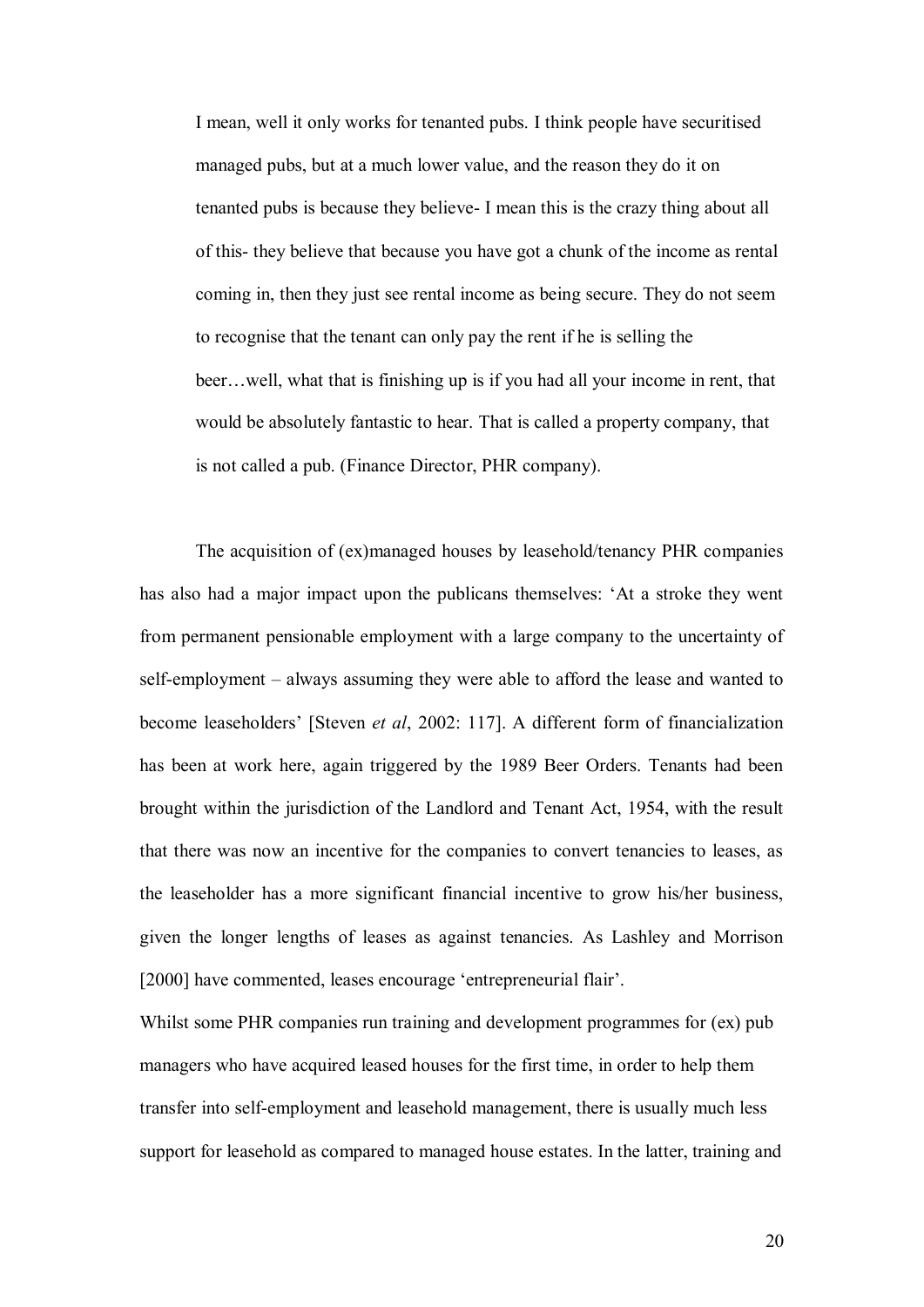> I mean, well it only works for tenanted pubs. I think people have securitised managed pubs, but at a much lower value, and the reason they do it on tenanted pubs is because they believe- I mean this is the crazy thing about all of this- they believe that because you have got a chunk of the income as rental coming in, then they just see rental income as being secure. They do not seem to recognise that the tenant can only pay the rent if he is selling the beer…well, what that is finishing up is if you had all your income in rent, that would be absolutely fantastic to hear. That is called a property company, that is not called a pub. (Finance Director, PHR company).

The acquisition of (ex)managed houses by leasehold/tenancy PHR companies has also had a major impact upon the publicans themselves: 'At a stroke they went from permanent pensionable employment with a large company to the uncertainty of self-employment – always assuming they were able to afford the lease and wanted to become leaseholders' [Steven *et al*, 2002: 117]. A different form of financialization has been at work here, again triggered by the 1989 Beer Orders. Tenants had been brought within the jurisdiction of the Landlord and Tenant Act, 1954, with the result that there was now an incentive for the companies to convert tenancies to leases, as the leaseholder has a more significant financial incentive to grow his/her business, given the longer lengths of leases as against tenancies. As Lashley and Morrison [2000] have commented, leases encourage 'entrepreneurial flair'.

Whilst some PHR companies run training and development programmes for (ex) pub managers who have acquired leased houses for the first time, in order to help them transfer into self-employment and leasehold management, there is usually much less support for leasehold as compared to managed house estates. In the latter, training and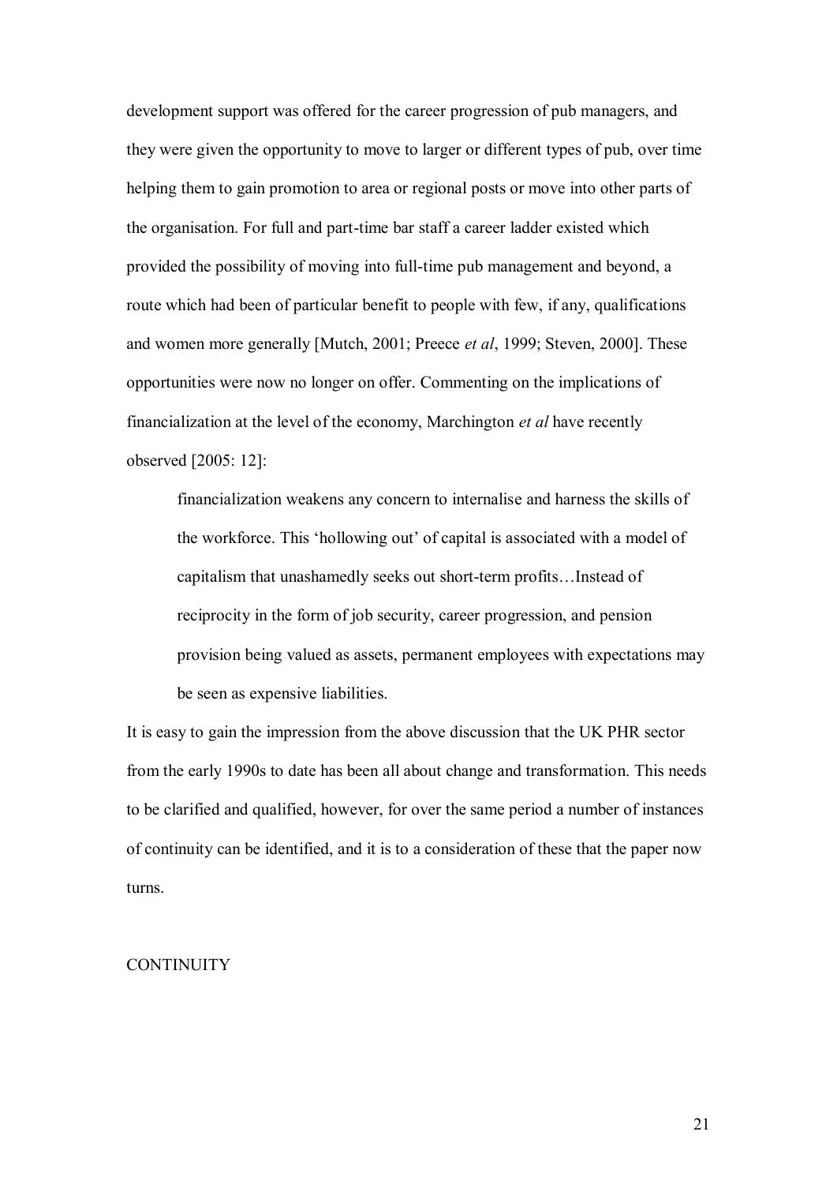development support was offered for the career progression of pub managers, and they were given the opportunity to move to larger or different types of pub, over time helping them to gain promotion to area or regional posts or move into other parts of the organisation. For full and part-time bar staff a career ladder existed which provided the possibility of moving into full-time pub management and beyond, a route which had been of particular benefit to people with few, if any, qualifications and women more generally [Mutch, 2001; Preece *et al*, 1999; Steven, 2000]. These opportunities were now no longer on offer. Commenting on the implications of financialization at the level of the economy, Marchington *et al* have recently observed [2005: 12]:

> financialization weakens any concern to internalise and harness the skills of the workforce. This 'hollowing out' of capital is associated with a model of capitalism that unashamedly seeks out short-term profits…Instead of reciprocity in the form of job security, career progression, and pension provision being valued as assets, permanent employees with expectations may be seen as expensive liabilities.

It is easy to gain the impression from the above discussion that the UK PHR sector from the early 1990s to date has been all about change and transformation. This needs to be clarified and qualified, however, for over the same period a number of instances of continuity can be identified, and it is to a consideration of these that the paper now turns.

## CONTINUITY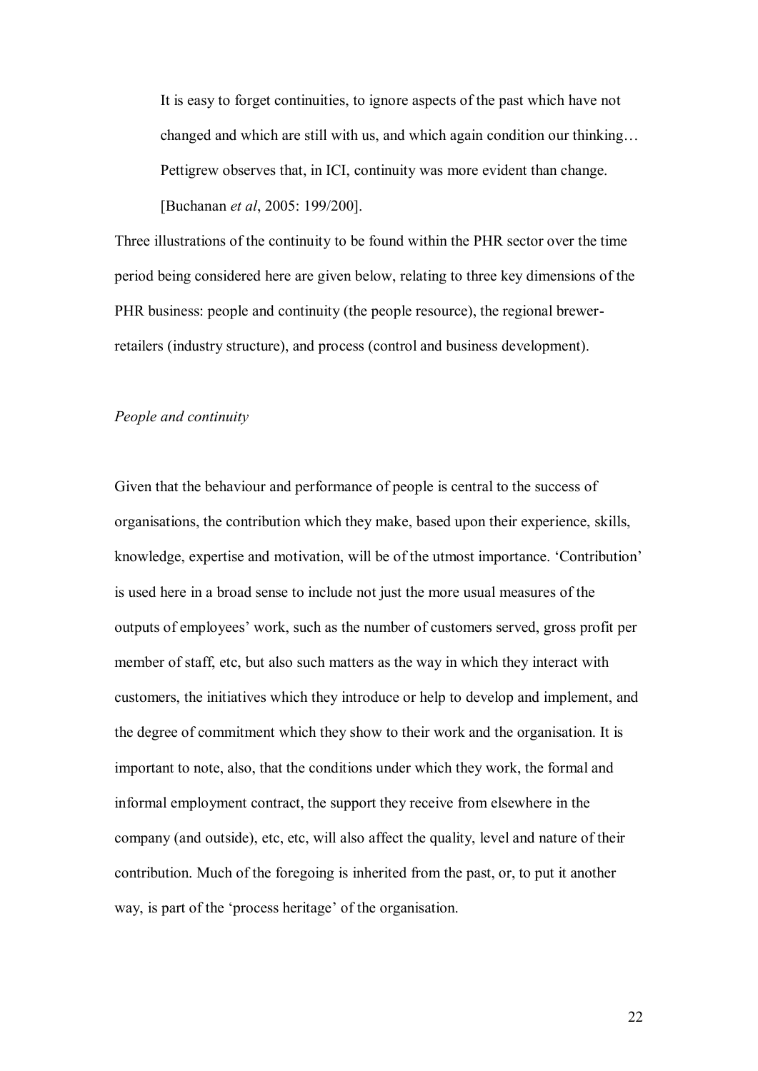> It is easy to forget continuities, to ignore aspects of the past which have not changed and which are still with us, and which again condition our thinking… Pettigrew observes that, in ICI, continuity was more evident than change. [Buchanan *et al*, 2005: 199/200].

Three illustrations of the continuity to be found within the PHR sector over the time period being considered here are given below, relating to three key dimensions of the PHR business: people and continuity (the people resource), the regional brewer-retailers (industry structure), and process (control and business development).

*People and continuity*

Given that the behaviour and performance of people is central to the success of organisations, the contribution which they make, based upon their experience, skills, knowledge, expertise and motivation, will be of the utmost importance. 'Contribution' is used here in a broad sense to include not just the more usual measures of the outputs of employees' work, such as the number of customers served, gross profit per member of staff, etc, but also such matters as the way in which they interact with customers, the initiatives which they introduce or help to develop and implement, and the degree of commitment which they show to their work and the organisation. It is important to note, also, that the conditions under which they work, the formal and informal employment contract, the support they receive from elsewhere in the company (and outside), etc, etc, will also affect the quality, level and nature of their contribution. Much of the foregoing is inherited from the past, or, to put it another way, is part of the 'process heritage' of the organisation.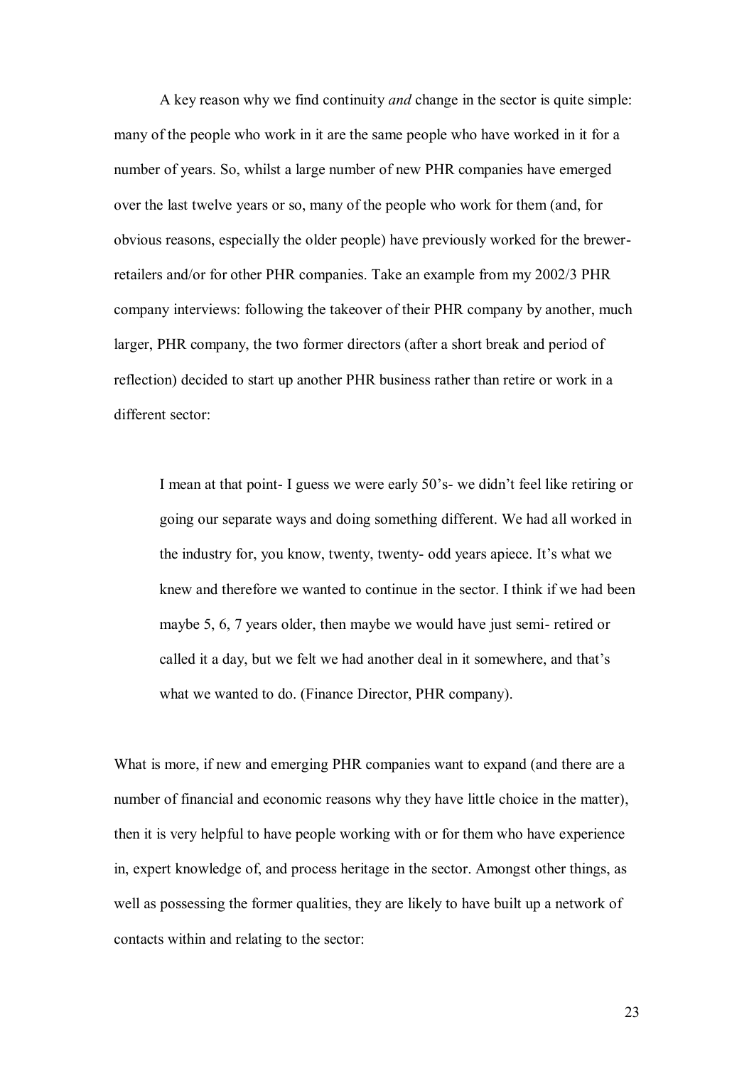A key reason why we find continuity *and* change in the sector is quite simple: many of the people who work in it are the same people who have worked in it for a number of years. So, whilst a large number of new PHR companies have emerged over the last twelve years or so, many of the people who work for them (and, for obvious reasons, especially the older people) have previously worked for the brewer-retailers and/or for other PHR companies. Take an example from my 2002/3 PHR company interviews: following the takeover of their PHR company by another, much larger, PHR company, the two former directors (after a short break and period of reflection) decided to start up another PHR business rather than retire or work in a different sector:

> I mean at that point- I guess we were early 50's- we didn't feel like retiring or going our separate ways and doing something different. We had all worked in the industry for, you know, twenty, twenty- odd years apiece. It's what we knew and therefore we wanted to continue in the sector. I think if we had been maybe 5, 6, 7 years older, then maybe we would have just semi- retired or called it a day, but we felt we had another deal in it somewhere, and that's what we wanted to do. (Finance Director, PHR company).

What is more, if new and emerging PHR companies want to expand (and there are a number of financial and economic reasons why they have little choice in the matter), then it is very helpful to have people working with or for them who have experience in, expert knowledge of, and process heritage in the sector. Amongst other things, as well as possessing the former qualities, they are likely to have built up a network of contacts within and relating to the sector: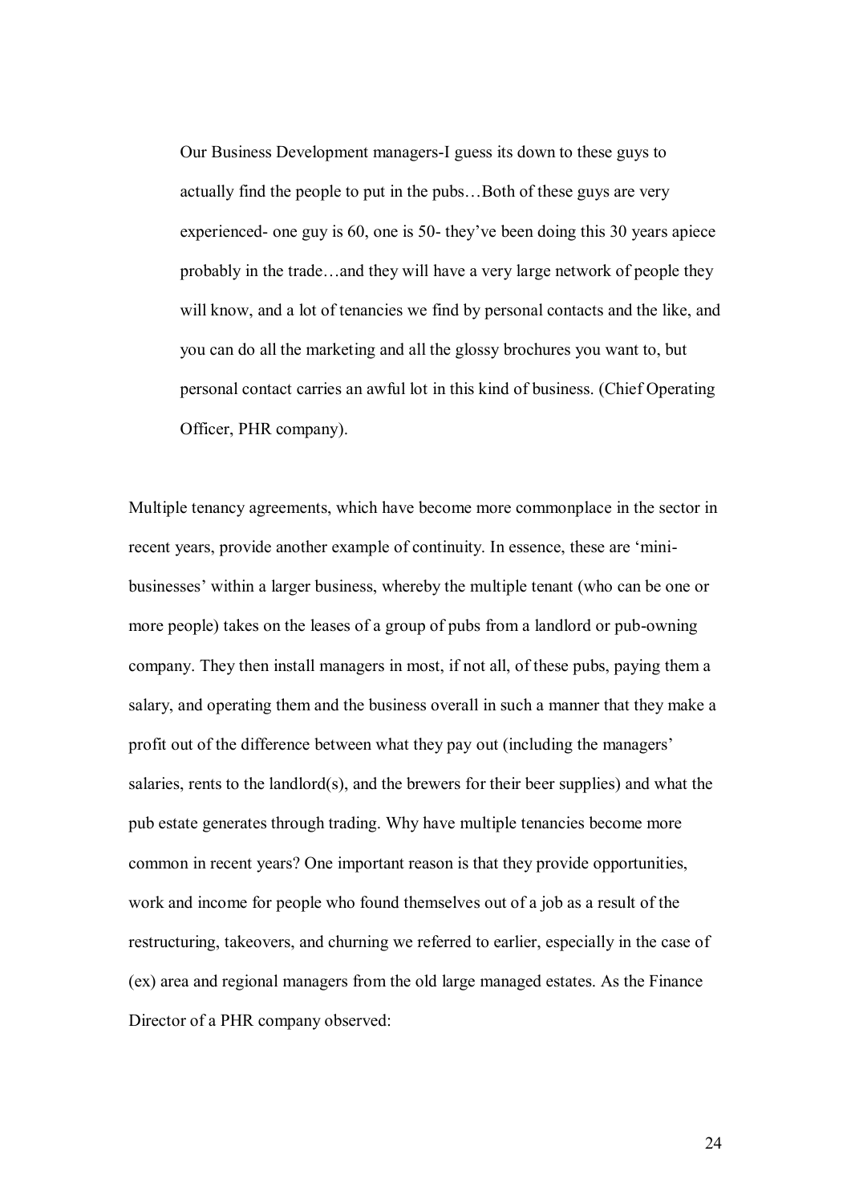> Our Business Development managers-I guess its down to these guys to actually find the people to put in the pubs…Both of these guys are very experienced- one guy is 60, one is 50- they've been doing this 30 years apiece probably in the trade…and they will have a very large network of people they will know, and a lot of tenancies we find by personal contacts and the like, and you can do all the marketing and all the glossy brochures you want to, but personal contact carries an awful lot in this kind of business. (Chief Operating Officer, PHR company).

Multiple tenancy agreements, which have become more commonplace in the sector in recent years, provide another example of continuity. In essence, these are 'mini-businesses' within a larger business, whereby the multiple tenant (who can be one or more people) takes on the leases of a group of pubs from a landlord or pub-owning company. They then install managers in most, if not all, of these pubs, paying them a salary, and operating them and the business overall in such a manner that they make a profit out of the difference between what they pay out (including the managers' salaries, rents to the landlord(s), and the brewers for their beer supplies) and what the pub estate generates through trading. Why have multiple tenancies become more common in recent years? One important reason is that they provide opportunities, work and income for people who found themselves out of a job as a result of the restructuring, takeovers, and churning we referred to earlier, especially in the case of (ex) area and regional managers from the old large managed estates. As the Finance Director of a PHR company observed: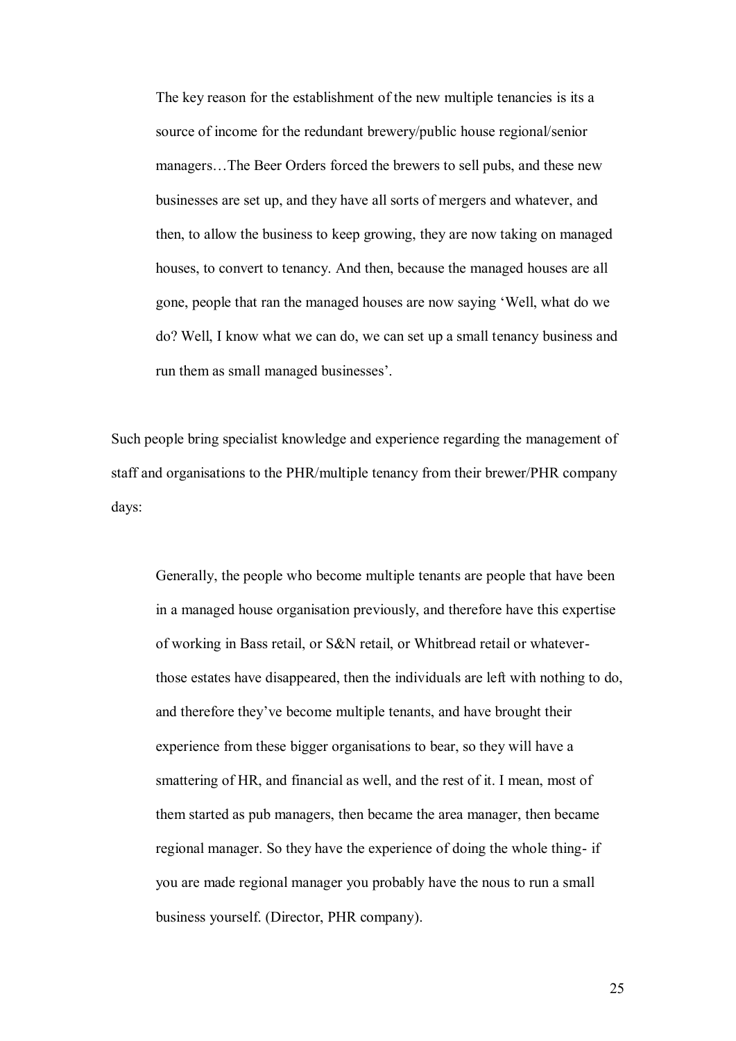> The key reason for the establishment of the new multiple tenancies is its a source of income for the redundant brewery/public house regional/senior managers…The Beer Orders forced the brewers to sell pubs, and these new businesses are set up, and they have all sorts of mergers and whatever, and then, to allow the business to keep growing, they are now taking on managed houses, to convert to tenancy. And then, because the managed houses are all gone, people that ran the managed houses are now saying 'Well, what do we do? Well, I know what we can do, we can set up a small tenancy business and run them as small managed businesses'.

Such people bring specialist knowledge and experience regarding the management of staff and organisations to the PHR/multiple tenancy from their brewer/PHR company days:

> Generally, the people who become multiple tenants are people that have been in a managed house organisation previously, and therefore have this expertise of working in Bass retail, or S&N retail, or Whitbread retail or whatever- those estates have disappeared, then the individuals are left with nothing to do, and therefore they've become multiple tenants, and have brought their experience from these bigger organisations to bear, so they will have a smattering of HR, and financial as well, and the rest of it. I mean, most of them started as pub managers, then became the area manager, then became regional manager. So they have the experience of doing the whole thing- if you are made regional manager you probably have the nous to run a small business yourself. (Director, PHR company).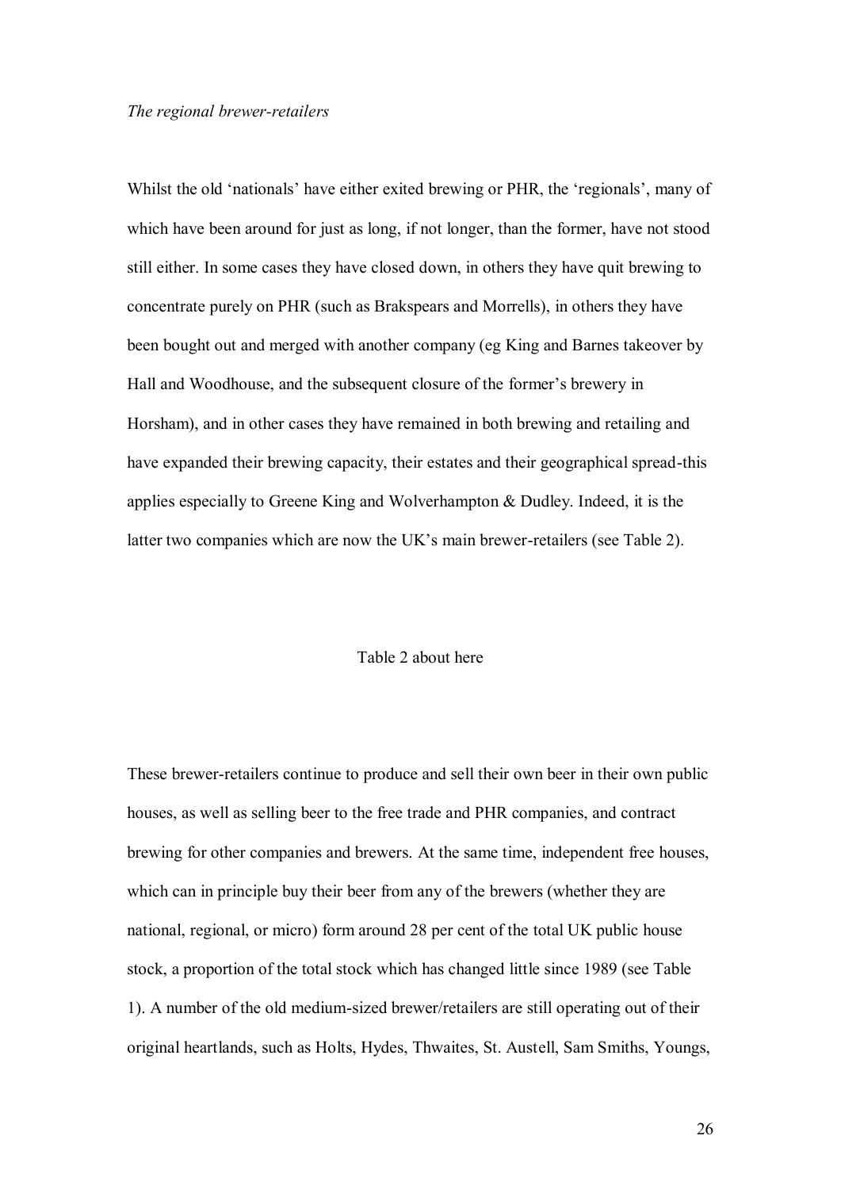*The regional brewer-retailers*

Whilst the old 'nationals' have either exited brewing or PHR, the 'regionals', many of which have been around for just as long, if not longer, than the former, have not stood still either. In some cases they have closed down, in others they have quit brewing to concentrate purely on PHR (such as Brakspears and Morrells), in others they have been bought out and merged with another company (eg King and Barnes takeover by Hall and Woodhouse, and the subsequent closure of the former's brewery in Horsham), and in other cases they have remained in both brewing and retailing and have expanded their brewing capacity, their estates and their geographical spread-this applies especially to Greene King and Wolverhampton & Dudley. Indeed, it is the latter two companies which are now the UK's main brewer-retailers (see Table 2).

Table 2 about here

These brewer-retailers continue to produce and sell their own beer in their own public houses, as well as selling beer to the free trade and PHR companies, and contract brewing for other companies and brewers. At the same time, independent free houses, which can in principle buy their beer from any of the brewers (whether they are national, regional, or micro) form around 28 per cent of the total UK public house stock, a proportion of the total stock which has changed little since 1989 (see Table 1). A number of the old medium-sized brewer/retailers are still operating out of their original heartlands, such as Holts, Hydes, Thwaites, St. Austell, Sam Smiths, Youngs,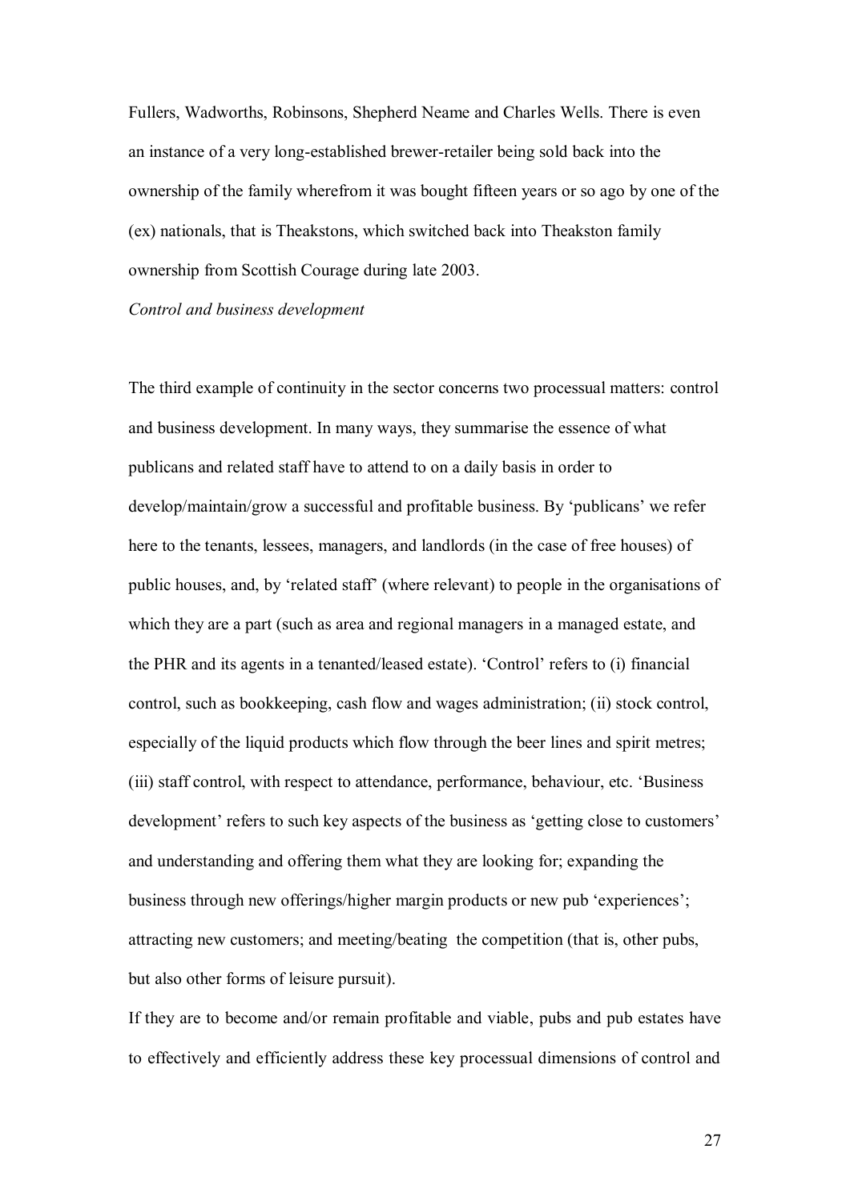Fullers, Wadworths, Robinsons, Shepherd Neame and Charles Wells. There is even an instance of a very long-established brewer-retailer being sold back into the ownership of the family wherefrom it was bought fifteen years or so ago by one of the (ex) nationals, that is Theakstons, which switched back into Theakston family ownership from Scottish Courage during late 2003.

*Control and business development*

The third example of continuity in the sector concerns two processual matters: control and business development. In many ways, they summarise the essence of what publicans and related staff have to attend to on a daily basis in order to develop/maintain/grow a successful and profitable business. By 'publicans' we refer here to the tenants, lessees, managers, and landlords (in the case of free houses) of public houses, and, by 'related staff' (where relevant) to people in the organisations of which they are a part (such as area and regional managers in a managed estate, and the PHR and its agents in a tenanted/leased estate). 'Control' refers to (i) financial control, such as bookkeeping, cash flow and wages administration; (ii) stock control, especially of the liquid products which flow through the beer lines and spirit metres; (iii) staff control, with respect to attendance, performance, behaviour, etc. 'Business development' refers to such key aspects of the business as 'getting close to customers' and understanding and offering them what they are looking for; expanding the business through new offerings/higher margin products or new pub 'experiences'; attracting new customers; and meeting/beating the competition (that is, other pubs, but also other forms of leisure pursuit).

If they are to become and/or remain profitable and viable, pubs and pub estates have to effectively and efficiently address these key processual dimensions of control and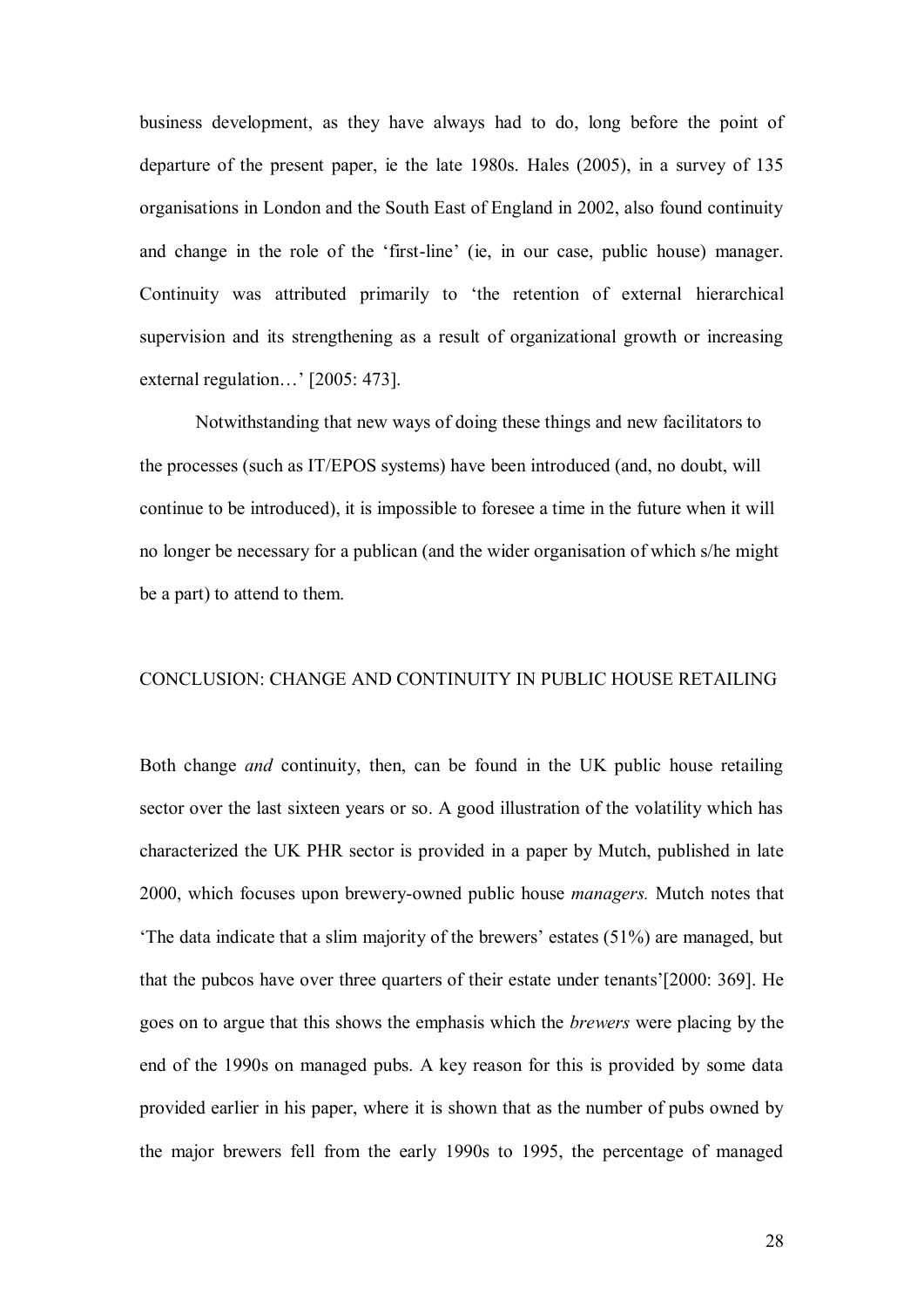business development, as they have always had to do, long before the point of departure of the present paper, ie the late 1980s. Hales (2005), in a survey of 135 organisations in London and the South East of England in 2002, also found continuity and change in the role of the 'first-line' (ie, in our case, public house) manager. Continuity was attributed primarily to 'the retention of external hierarchical supervision and its strengthening as a result of organizational growth or increasing external regulation…' [2005: 473].

Notwithstanding that new ways of doing these things and new facilitators to the processes (such as IT/EPOS systems) have been introduced (and, no doubt, will continue to be introduced), it is impossible to foresee a time in the future when it will no longer be necessary for a publican (and the wider organisation of which s/he might be a part) to attend to them.

## CONCLUSION: CHANGE AND CONTINUITY IN PUBLIC HOUSE RETAILING

Both change *and* continuity, then, can be found in the UK public house retailing sector over the last sixteen years or so. A good illustration of the volatility which has characterized the UK PHR sector is provided in a paper by Mutch, published in late 2000, which focuses upon brewery-owned public house *managers.* Mutch notes that 'The data indicate that a slim majority of the brewers' estates (51%) are managed, but that the pubcos have over three quarters of their estate under tenants'[2000: 369]. He goes on to argue that this shows the emphasis which the *brewers* were placing by the end of the 1990s on managed pubs. A key reason for this is provided by some data provided earlier in his paper, where it is shown that as the number of pubs owned by the major brewers fell from the early 1990s to 1995, the percentage of managed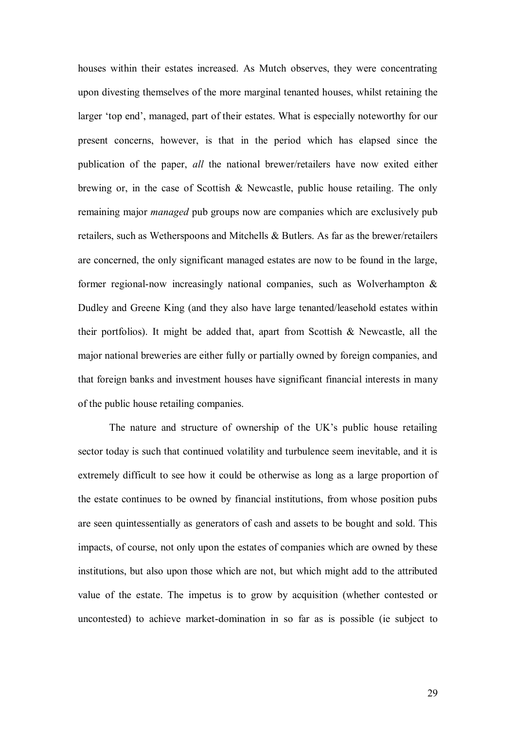houses within their estates increased. As Mutch observes, they were concentrating upon divesting themselves of the more marginal tenanted houses, whilst retaining the larger 'top end', managed, part of their estates. What is especially noteworthy for our present concerns, however, is that in the period which has elapsed since the publication of the paper, *all* the national brewer/retailers have now exited either brewing or, in the case of Scottish & Newcastle, public house retailing. The only remaining major *managed* pub groups now are companies which are exclusively pub retailers, such as Wetherspoons and Mitchells & Butlers. As far as the brewer/retailers are concerned, the only significant managed estates are now to be found in the large, former regional-now increasingly national companies, such as Wolverhampton & Dudley and Greene King (and they also have large tenanted/leasehold estates within their portfolios). It might be added that, apart from Scottish & Newcastle, all the major national breweries are either fully or partially owned by foreign companies, and that foreign banks and investment houses have significant financial interests in many of the public house retailing companies.

The nature and structure of ownership of the UK's public house retailing sector today is such that continued volatility and turbulence seem inevitable, and it is extremely difficult to see how it could be otherwise as long as a large proportion of the estate continues to be owned by financial institutions, from whose position pubs are seen quintessentially as generators of cash and assets to be bought and sold. This impacts, of course, not only upon the estates of companies which are owned by these institutions, but also upon those which are not, but which might add to the attributed value of the estate. The impetus is to grow by acquisition (whether contested or uncontested) to achieve market-domination in so far as is possible (ie subject to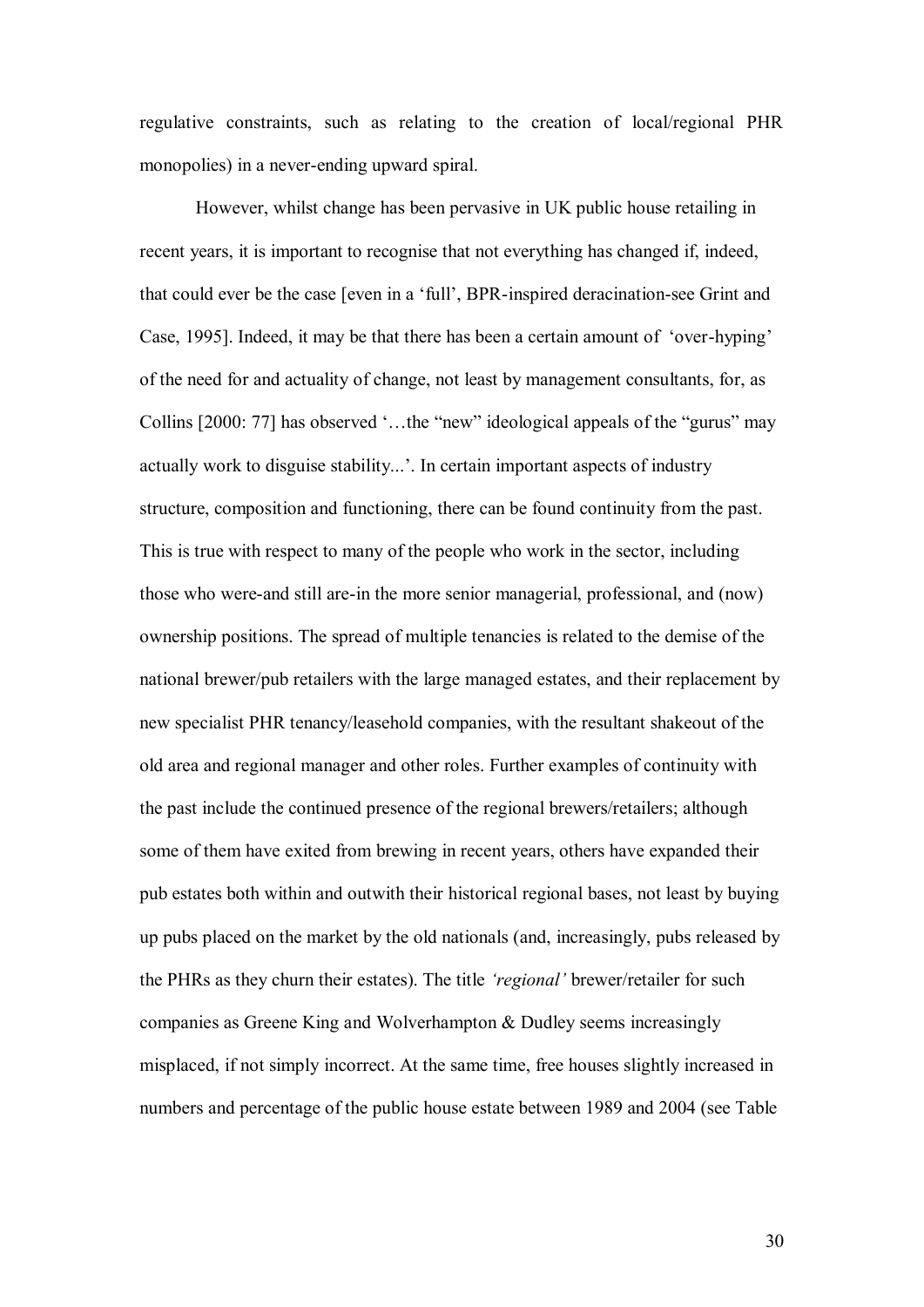regulative constraints, such as relating to the creation of local/regional PHR monopolies) in a never-ending upward spiral.

However, whilst change has been pervasive in UK public house retailing in recent years, it is important to recognise that not everything has changed if, indeed, that could ever be the case [even in a 'full', BPR-inspired deracination-see Grint and Case, 1995]. Indeed, it may be that there has been a certain amount of 'over-hyping' of the need for and actuality of change, not least by management consultants, for, as Collins [2000: 77] has observed '…the "new" ideological appeals of the "gurus" may actually work to disguise stability...'. In certain important aspects of industry structure, composition and functioning, there can be found continuity from the past. This is true with respect to many of the people who work in the sector, including those who were-and still are-in the more senior managerial, professional, and (now) ownership positions. The spread of multiple tenancies is related to the demise of the national brewer/pub retailers with the large managed estates, and their replacement by new specialist PHR tenancy/leasehold companies, with the resultant shakeout of the old area and regional manager and other roles. Further examples of continuity with the past include the continued presence of the regional brewers/retailers; although some of them have exited from brewing in recent years, others have expanded their pub estates both within and outwith their historical regional bases, not least by buying up pubs placed on the market by the old nationals (and, increasingly, pubs released by the PHRs as they churn their estates). The title *'regional'* brewer/retailer for such companies as Greene King and Wolverhampton & Dudley seems increasingly misplaced, if not simply incorrect. At the same time, free houses slightly increased in numbers and percentage of the public house estate between 1989 and 2004 (see Table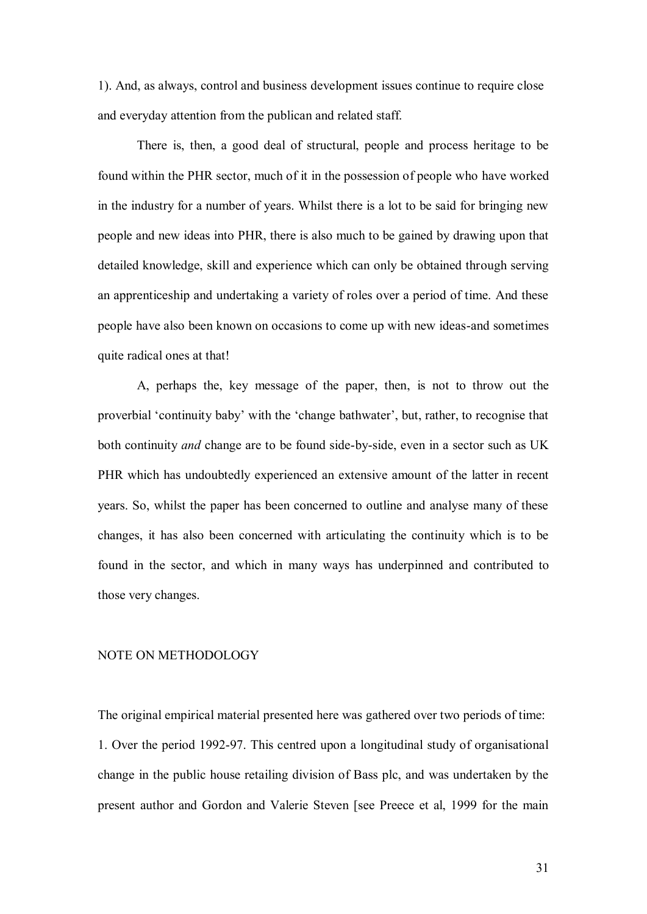1). And, as always, control and business development issues continue to require close and everyday attention from the publican and related staff.

There is, then, a good deal of structural, people and process heritage to be found within the PHR sector, much of it in the possession of people who have worked in the industry for a number of years. Whilst there is a lot to be said for bringing new people and new ideas into PHR, there is also much to be gained by drawing upon that detailed knowledge, skill and experience which can only be obtained through serving an apprenticeship and undertaking a variety of roles over a period of time. And these people have also been known on occasions to come up with new ideas-and sometimes quite radical ones at that!

A, perhaps the, key message of the paper, then, is not to throw out the proverbial 'continuity baby' with the 'change bathwater', but, rather, to recognise that both continuity *and* change are to be found side-by-side, even in a sector such as UK PHR which has undoubtedly experienced an extensive amount of the latter in recent years. So, whilst the paper has been concerned to outline and analyse many of these changes, it has also been concerned with articulating the continuity which is to be found in the sector, and which in many ways has underpinned and contributed to those very changes.

## NOTE ON METHODOLOGY

The original empirical material presented here was gathered over two periods of time:

1. Over the period 1992-97. This centred upon a longitudinal study of organisational change in the public house retailing division of Bass plc, and was undertaken by the present author and Gordon and Valerie Steven [see Preece et al, 1999 for the main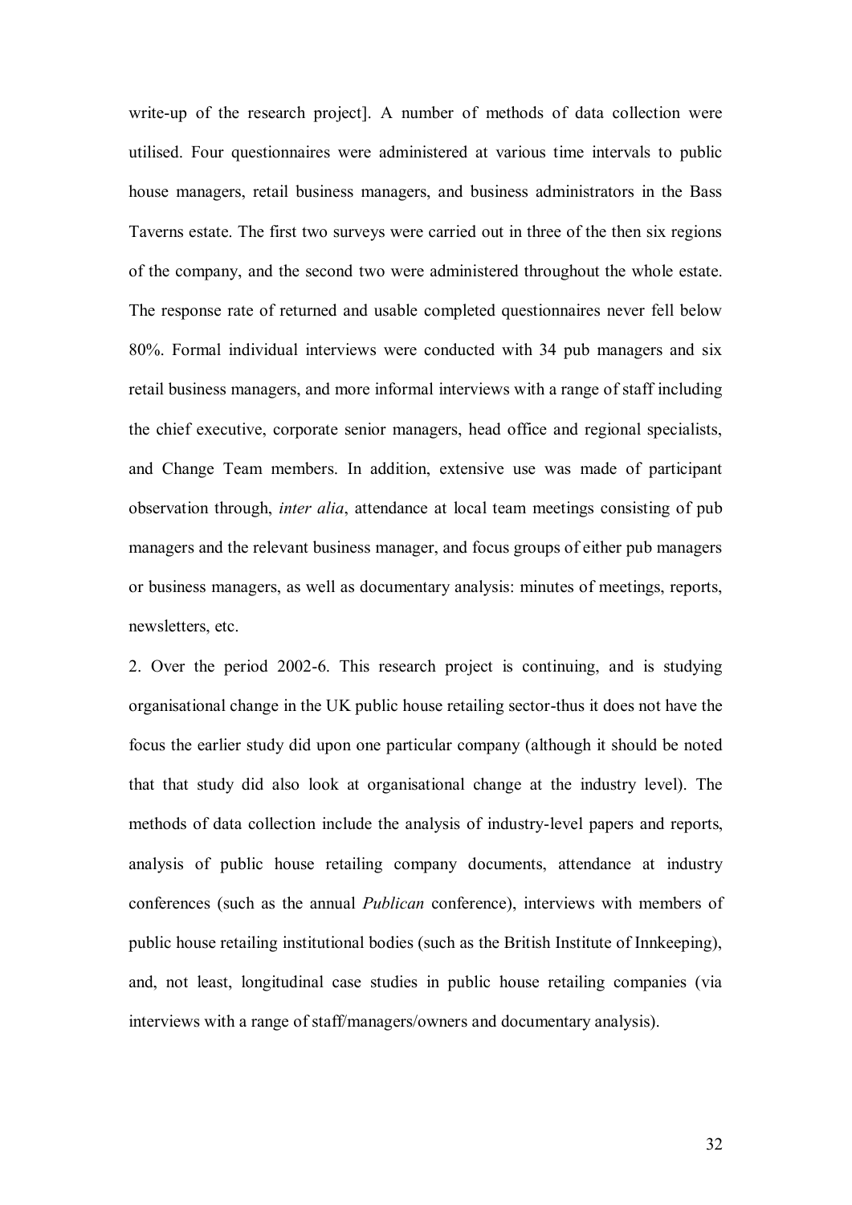write-up of the research project]. A number of methods of data collection were utilised. Four questionnaires were administered at various time intervals to public house managers, retail business managers, and business administrators in the Bass Taverns estate. The first two surveys were carried out in three of the then six regions of the company, and the second two were administered throughout the whole estate. The response rate of returned and usable completed questionnaires never fell below 80%. Formal individual interviews were conducted with 34 pub managers and six retail business managers, and more informal interviews with a range of staff including the chief executive, corporate senior managers, head office and regional specialists, and Change Team members. In addition, extensive use was made of participant observation through, *inter alia*, attendance at local team meetings consisting of pub managers and the relevant business manager, and focus groups of either pub managers or business managers, as well as documentary analysis: minutes of meetings, reports, newsletters, etc.

2. Over the period 2002-6. This research project is continuing, and is studying organisational change in the UK public house retailing sector-thus it does not have the focus the earlier study did upon one particular company (although it should be noted that that study did also look at organisational change at the industry level). The methods of data collection include the analysis of industry-level papers and reports, analysis of public house retailing company documents, attendance at industry conferences (such as the annual *Publican* conference), interviews with members of public house retailing institutional bodies (such as the British Institute of Innkeeping), and, not least, longitudinal case studies in public house retailing companies (via interviews with a range of staff/managers/owners and documentary analysis).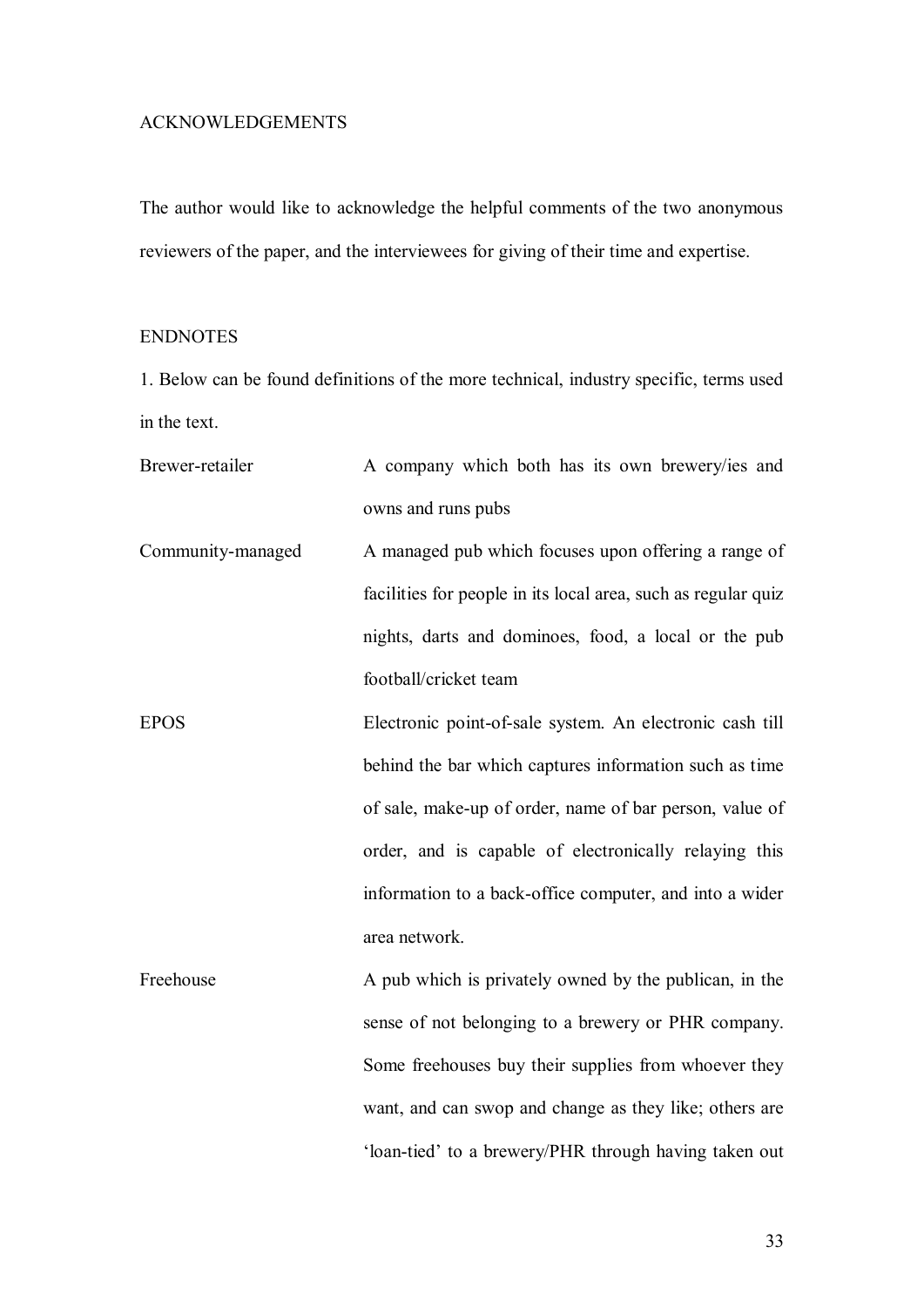## ACKNOWLEDGEMENTS

The author would like to acknowledge the helpful comments of the two anonymous reviewers of the paper, and the interviewees for giving of their time and expertise.

## ENDNOTES

1. Below can be found definitions of the more technical, industry specific, terms used in the text.

| Term | Definition |
| --- | --- |
| Brewer-retailer | A company which both has its own brewery/ies and owns and runs pubs |
| Community-managed | A managed pub which focuses upon offering a range of facilities for people in its local area, such as regular quiz nights, darts and dominoes, food, a local or the pub football/cricket team |
| EPOS | Electronic point-of-sale system. An electronic cash till behind the bar which captures information such as time of sale, make-up of order, name of bar person, value of order, and is capable of electronically relaying this information to a back-office computer, and into a wider area network. |
| Freehouse | A pub which is privately owned by the publican, in the sense of not belonging to a brewery or PHR company. Some freehouses buy their supplies from whoever they want, and can swop and change as they like; others are 'loan-tied' to a brewery/PHR through having taken out |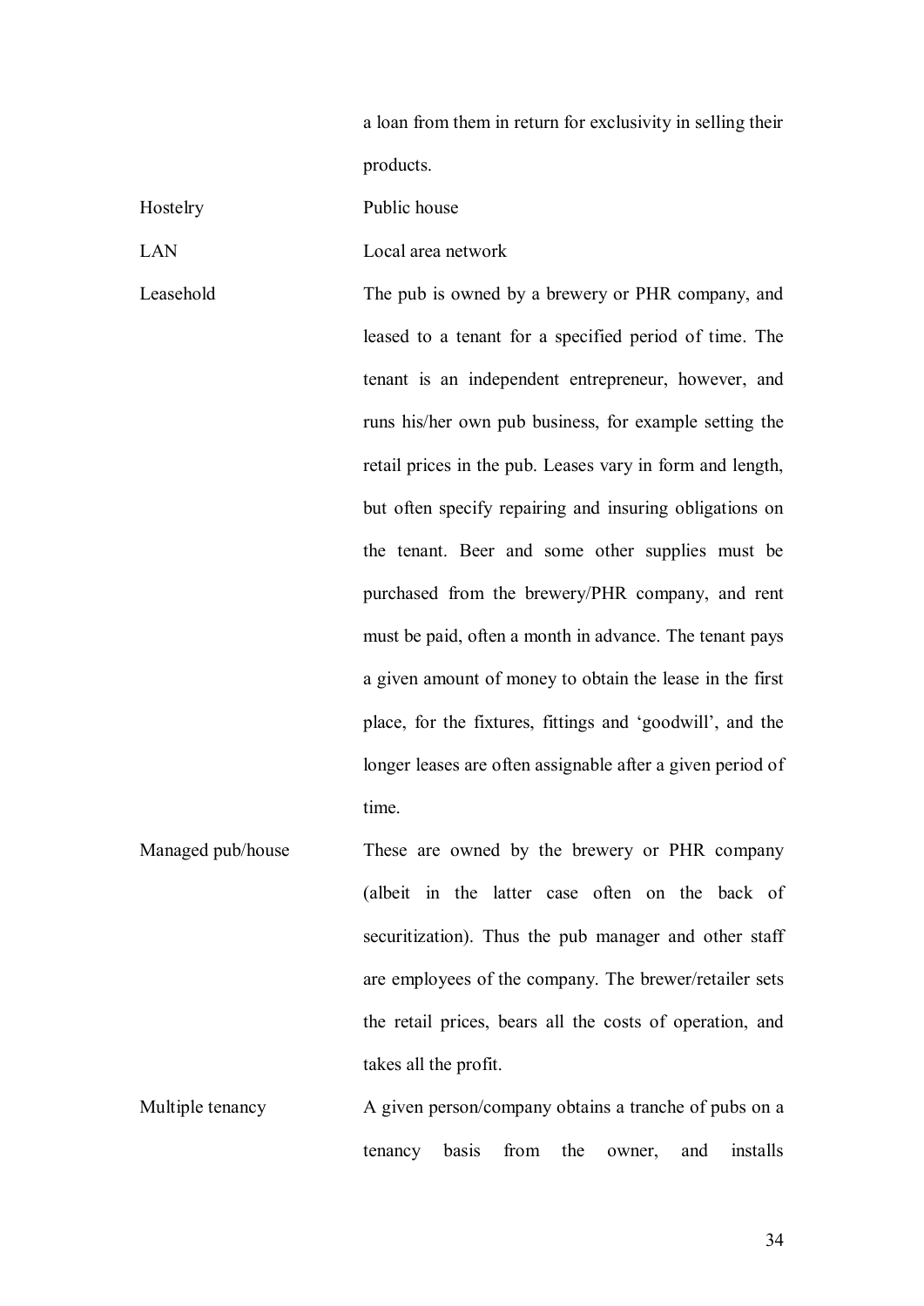| | |
|---|---|
| | a loan from them in return for exclusivity in selling their products. |
| Hostelry | Public house |
| LAN | Local area network |
| Leasehold | The pub is owned by a brewery or PHR company, and leased to a tenant for a specified period of time. The tenant is an independent entrepreneur, however, and runs his/her own pub business, for example setting the retail prices in the pub. Leases vary in form and length, but often specify repairing and insuring obligations on the tenant. Beer and some other supplies must be purchased from the brewery/PHR company, and rent must be paid, often a month in advance. The tenant pays a given amount of money to obtain the lease in the first place, for the fixtures, fittings and 'goodwill', and the longer leases are often assignable after a given period of time. |
| Managed pub/house | These are owned by the brewery or PHR company (albeit in the latter case often on the back of securitization). Thus the pub manager and other staff are employees of the company. The brewer/retailer sets the retail prices, bears all the costs of operation, and takes all the profit. |
| Multiple tenancy | A given person/company obtains a tranche of pubs on a tenancy basis from the owner, and installs |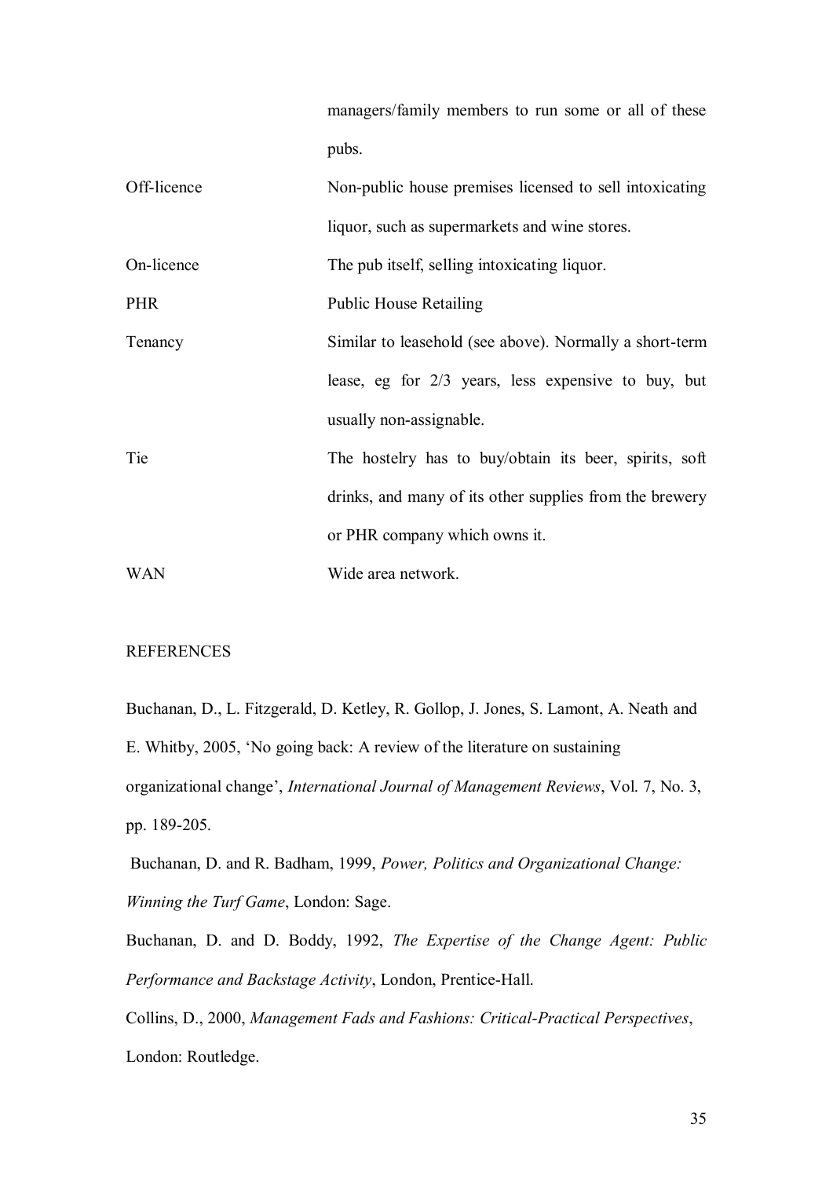| | |
|---|---|
| | managers/family members to run some or all of these pubs. |
| Off-licence | Non-public house premises licensed to sell intoxicating liquor, such as supermarkets and wine stores. |
| On-licence | The pub itself, selling intoxicating liquor. |
| PHR | Public House Retailing |
| Tenancy | Similar to leasehold (see above). Normally a short-term lease, eg for 2/3 years, less expensive to buy, but usually non-assignable. |
| Tie | The hostelry has to buy/obtain its beer, spirits, soft drinks, and many of its other supplies from the brewery or PHR company which owns it. |
| WAN | Wide area network. |

## REFERENCES

Buchanan, D., L. Fitzgerald, D. Ketley, R. Gollop, J. Jones, S. Lamont, A. Neath and E. Whitby, 2005, 'No going back: A review of the literature on sustaining organizational change', *International Journal of Management Reviews*, Vol. 7, No. 3, pp. 189-205.

Buchanan, D. and R. Badham, 1999, *Power, Politics and Organizational Change: Winning the Turf Game*, London: Sage.

Buchanan, D. and D. Boddy, 1992, *The Expertise of the Change Agent: Public Performance and Backstage Activity*, London, Prentice-Hall.

Collins, D., 2000, *Management Fads and Fashions: Critical-Practical Perspectives*, London: Routledge.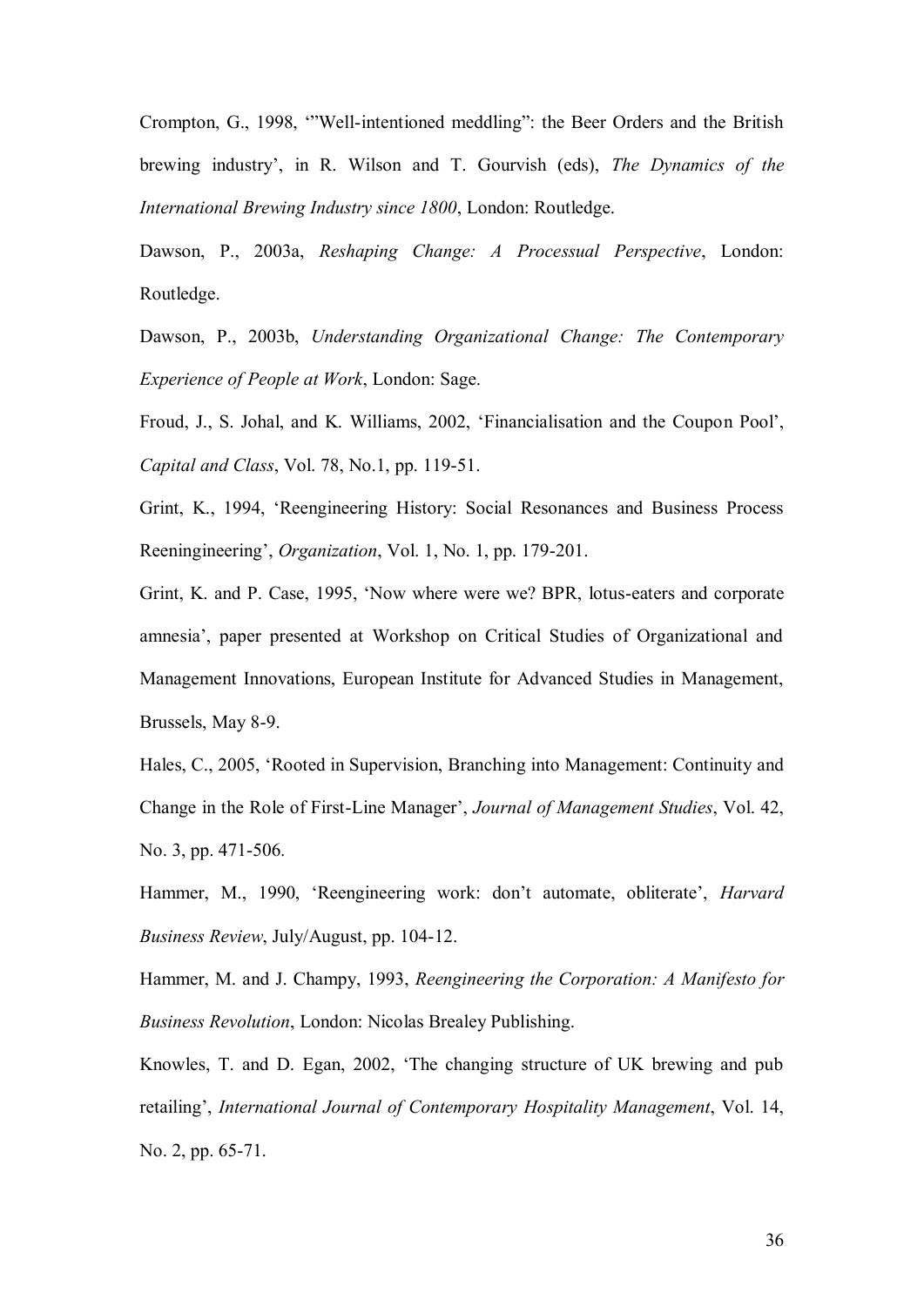Crompton, G., 1998, '"Well-intentioned meddling": the Beer Orders and the British brewing industry', in R. Wilson and T. Gourvish (eds), *The Dynamics of the International Brewing Industry since 1800*, London: Routledge.

Dawson, P., 2003a, *Reshaping Change: A Processual Perspective*, London: Routledge.

Dawson, P., 2003b, *Understanding Organizational Change: The Contemporary Experience of People at Work*, London: Sage.

Froud, J., S. Johal, and K. Williams, 2002, 'Financialisation and the Coupon Pool', *Capital and Class*, Vol. 78, No.1, pp. 119-51.

Grint, K., 1994, 'Reengineering History: Social Resonances and Business Process Reeningineering', *Organization*, Vol. 1, No. 1, pp. 179-201.

Grint, K. and P. Case, 1995, 'Now where were we? BPR, lotus-eaters and corporate amnesia', paper presented at Workshop on Critical Studies of Organizational and Management Innovations, European Institute for Advanced Studies in Management, Brussels, May 8-9.

Hales, C., 2005, 'Rooted in Supervision, Branching into Management: Continuity and Change in the Role of First-Line Manager', *Journal of Management Studies*, Vol. 42, No. 3, pp. 471-506.

Hammer, M., 1990, 'Reengineering work: don't automate, obliterate', *Harvard Business Review*, July/August, pp. 104-12.

Hammer, M. and J. Champy, 1993, *Reengineering the Corporation: A Manifesto for Business Revolution*, London: Nicolas Brealey Publishing.

Knowles, T. and D. Egan, 2002, 'The changing structure of UK brewing and pub retailing', *International Journal of Contemporary Hospitality Management*, Vol. 14, No. 2, pp. 65-71.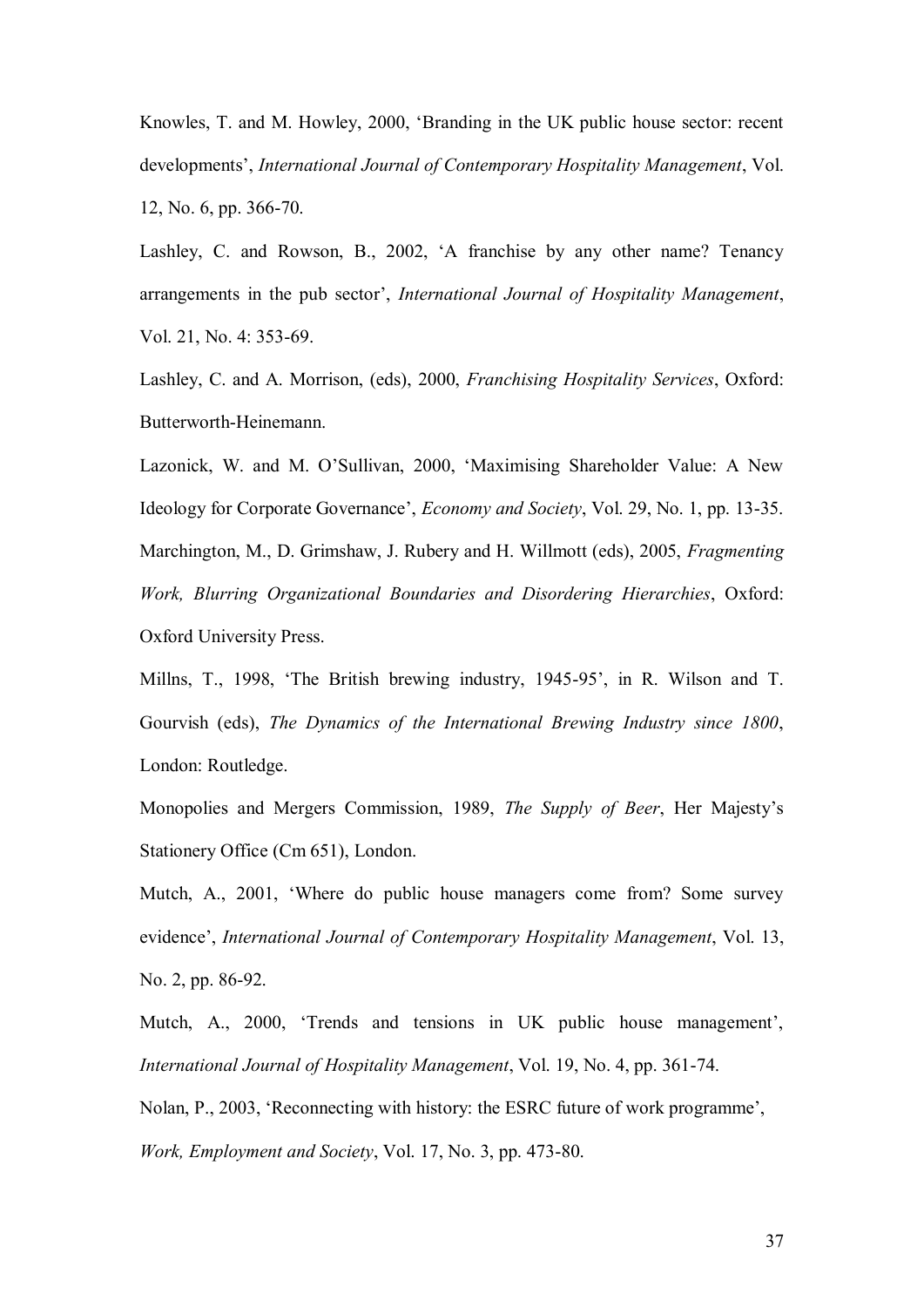Knowles, T. and M. Howley, 2000, 'Branding in the UK public house sector: recent developments', *International Journal of Contemporary Hospitality Management*, Vol. 12, No. 6, pp. 366-70.

Lashley, C. and Rowson, B., 2002, 'A franchise by any other name? Tenancy arrangements in the pub sector', *International Journal of Hospitality Management*, Vol. 21, No. 4: 353-69.

Lashley, C. and A. Morrison, (eds), 2000, *Franchising Hospitality Services*, Oxford: Butterworth-Heinemann.

Lazonick, W. and M. O'Sullivan, 2000, 'Maximising Shareholder Value: A New Ideology for Corporate Governance', *Economy and Society*, Vol. 29, No. 1, pp. 13-35.

Marchington, M., D. Grimshaw, J. Rubery and H. Willmott (eds), 2005, *Fragmenting Work, Blurring Organizational Boundaries and Disordering Hierarchies*, Oxford: Oxford University Press.

Millns, T., 1998, 'The British brewing industry, 1945-95', in R. Wilson and T. Gourvish (eds), *The Dynamics of the International Brewing Industry since 1800*, London: Routledge.

Monopolies and Mergers Commission, 1989, *The Supply of Beer*, Her Majesty's Stationery Office (Cm 651), London.

Mutch, A., 2001, 'Where do public house managers come from? Some survey evidence', *International Journal of Contemporary Hospitality Management*, Vol. 13, No. 2, pp. 86-92.

Mutch, A., 2000, 'Trends and tensions in UK public house management', *International Journal of Hospitality Management*, Vol. 19, No. 4, pp. 361-74.

Nolan, P., 2003, 'Reconnecting with history: the ESRC future of work programme', *Work, Employment and Society*, Vol. 17, No. 3, pp. 473-80.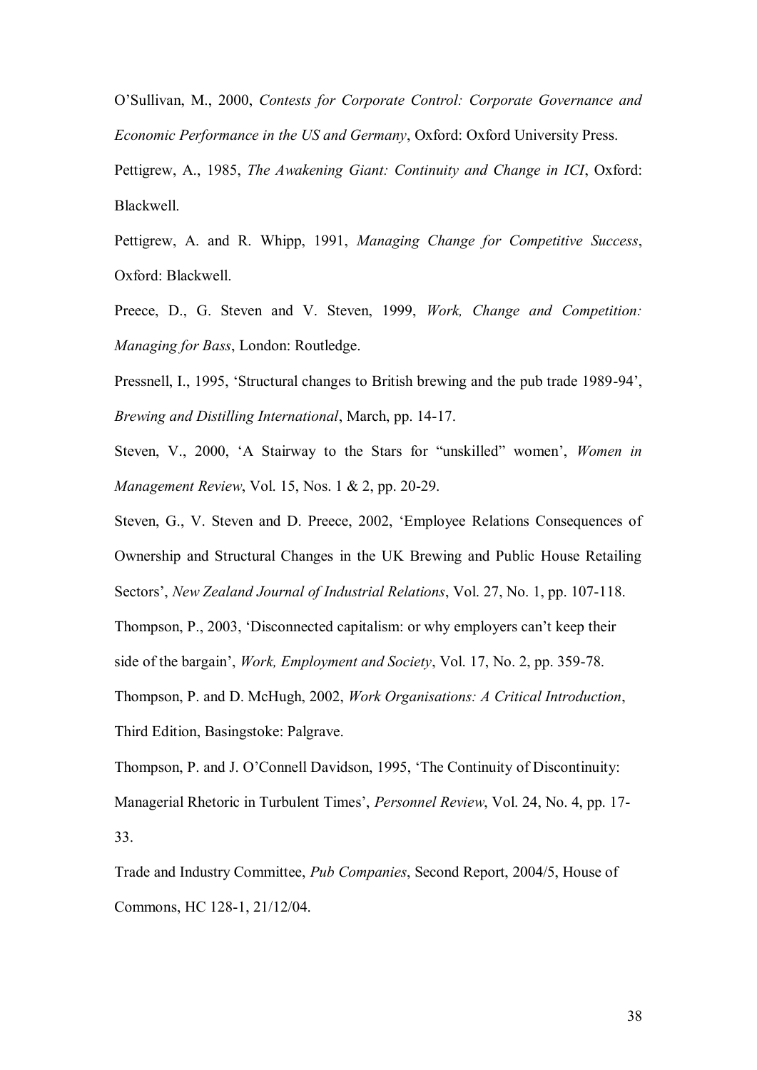O'Sullivan, M., 2000, *Contests for Corporate Control: Corporate Governance and Economic Performance in the US and Germany*, Oxford: Oxford University Press.

Pettigrew, A., 1985, *The Awakening Giant: Continuity and Change in ICI*, Oxford: Blackwell.

Pettigrew, A. and R. Whipp, 1991, *Managing Change for Competitive Success*, Oxford: Blackwell.

Preece, D., G. Steven and V. Steven, 1999, *Work, Change and Competition: Managing for Bass*, London: Routledge.

Pressnell, I., 1995, 'Structural changes to British brewing and the pub trade 1989-94', *Brewing and Distilling International*, March, pp. 14-17.

Steven, V., 2000, 'A Stairway to the Stars for "unskilled" women', *Women in Management Review*, Vol. 15, Nos. 1 & 2, pp. 20-29.

Steven, G., V. Steven and D. Preece, 2002, 'Employee Relations Consequences of Ownership and Structural Changes in the UK Brewing and Public House Retailing Sectors', *New Zealand Journal of Industrial Relations*, Vol. 27, No. 1, pp. 107-118.

Thompson, P., 2003, 'Disconnected capitalism: or why employers can't keep their side of the bargain', *Work, Employment and Society*, Vol. 17, No. 2, pp. 359-78.

Thompson, P. and D. McHugh, 2002, *Work Organisations: A Critical Introduction*, Third Edition, Basingstoke: Palgrave.

Thompson, P. and J. O'Connell Davidson, 1995, 'The Continuity of Discontinuity: Managerial Rhetoric in Turbulent Times', *Personnel Review*, Vol. 24, No. 4, pp. 17-33.

Trade and Industry Committee, *Pub Companies*, Second Report, 2004/5, House of Commons, HC 128-1, 21/12/04.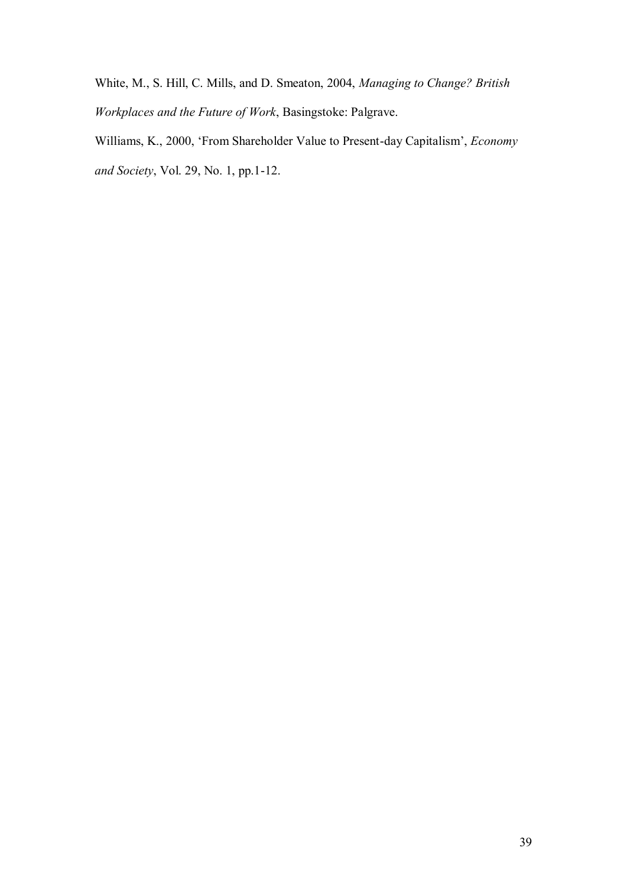White, M., S. Hill, C. Mills, and D. Smeaton, 2004, *Managing to Change? British Workplaces and the Future of Work*, Basingstoke: Palgrave.

Williams, K., 2000, 'From Shareholder Value to Present-day Capitalism', *Economy and Society*, Vol. 29, No. 1, pp.1-12.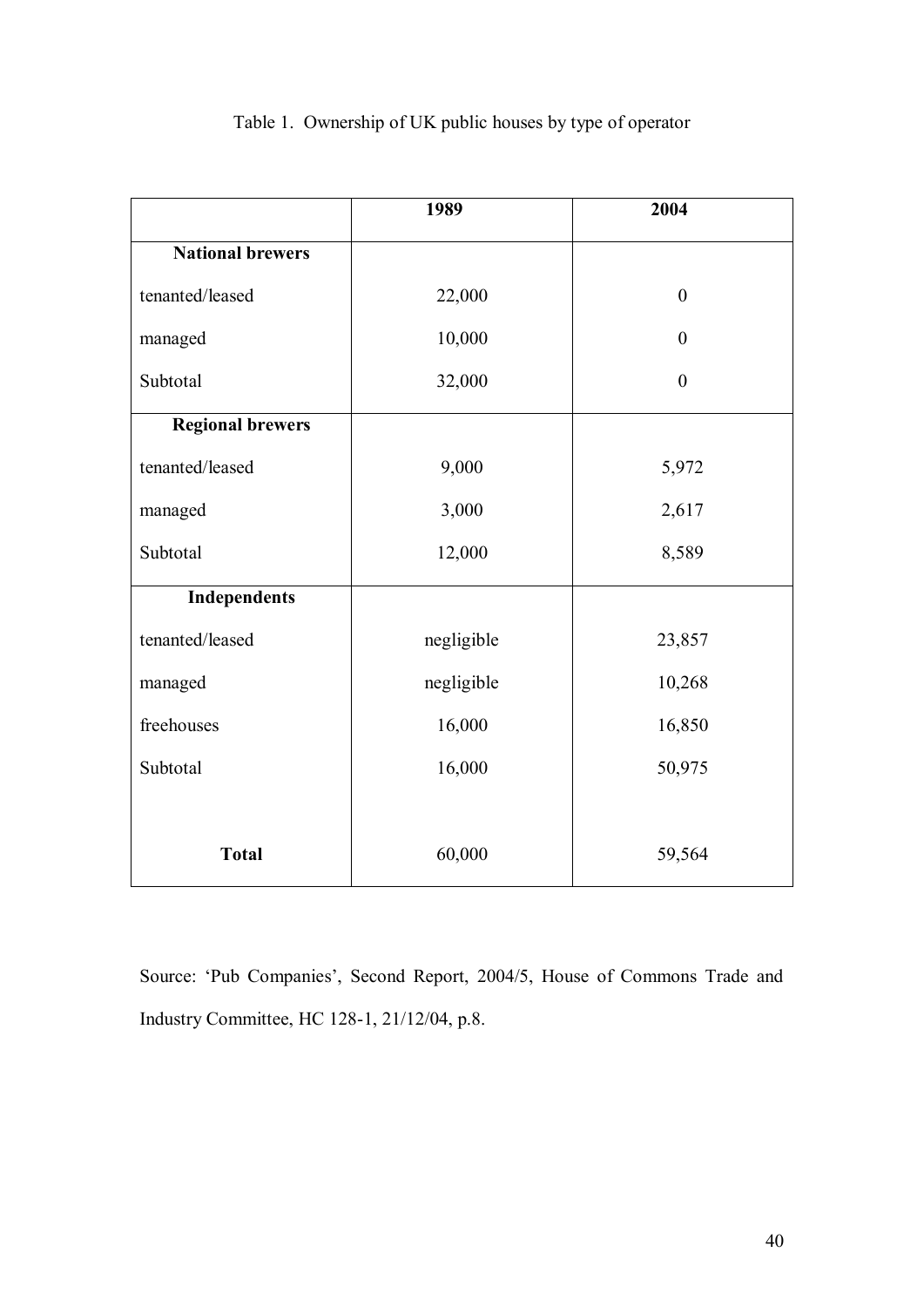Table 1. Ownership of UK public houses by type of operator

| | 1989 | 2004 |
|---|---|---|
| **National brewers** | | |
| tenanted/leased | 22,000 | 0 |
| managed | 10,000 | 0 |
| Subtotal | 32,000 | 0 |
| **Regional brewers** | | |
| tenanted/leased | 9,000 | 5,972 |
| managed | 3,000 | 2,617 |
| Subtotal | 12,000 | 8,589 |
| **Independents** | | |
| tenanted/leased | negligible | 23,857 |
| managed | negligible | 10,268 |
| freehouses | 16,000 | 16,850 |
| Subtotal | 16,000 | 50,975 |
| **Total** | 60,000 | 59,564 |

Source: 'Pub Companies', Second Report, 2004/5, House of Commons Trade and Industry Committee, HC 128-1, 21/12/04, p.8.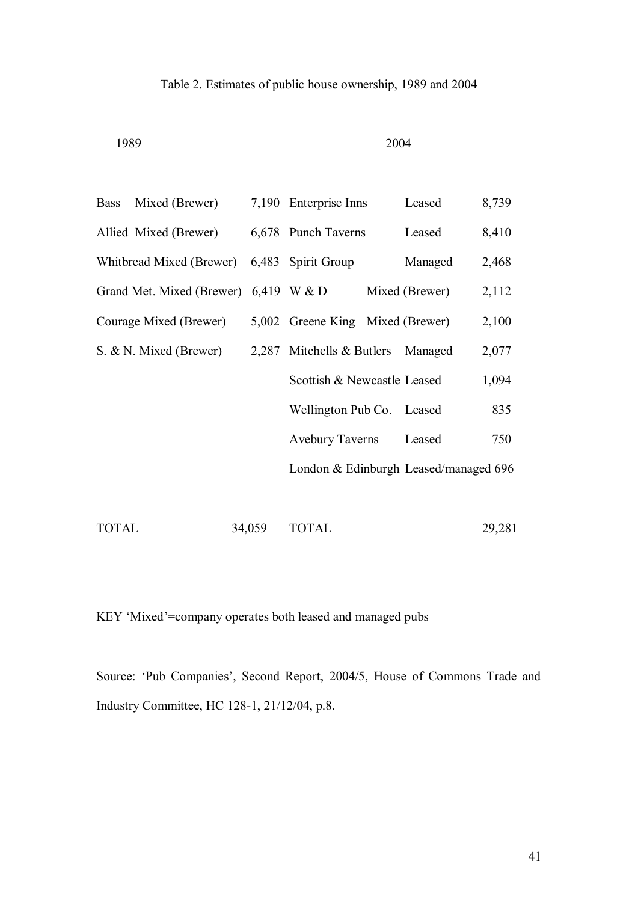Table 2. Estimates of public house ownership, 1989 and 2004

| 1989 | | | 2004 | | |
|---|---|---|---|---|---|
| Bass | Mixed (Brewer) | 7,190 | Enterprise Inns | Leased | 8,739 |
| Allied | Mixed (Brewer) | 6,678 | Punch Taverns | Leased | 8,410 |
| Whitbread | Mixed (Brewer) | 6,483 | Spirit Group | Managed | 2,468 |
| Grand Met. | Mixed (Brewer) | 6,419 | W & D | Mixed (Brewer) | 2,112 |
| Courage | Mixed (Brewer) | 5,002 | Greene King | Mixed (Brewer) | 2,100 |
| S. & N. | Mixed (Brewer) | 2,287 | Mitchells & Butlers | Managed | 2,077 |
| | | | Scottish & Newcastle | Leased | 1,094 |
| | | | Wellington Pub Co. | Leased | 835 |
| | | | Avebury Taverns | Leased | 750 |
| | | | London & Edinburgh | Leased/managed | 696 |
| TOTAL | | 34,059 | TOTAL | | 29,281 |

KEY 'Mixed'=company operates both leased and managed pubs

Source: 'Pub Companies', Second Report, 2004/5, House of Commons Trade and Industry Committee, HC 128-1, 21/12/04, p.8.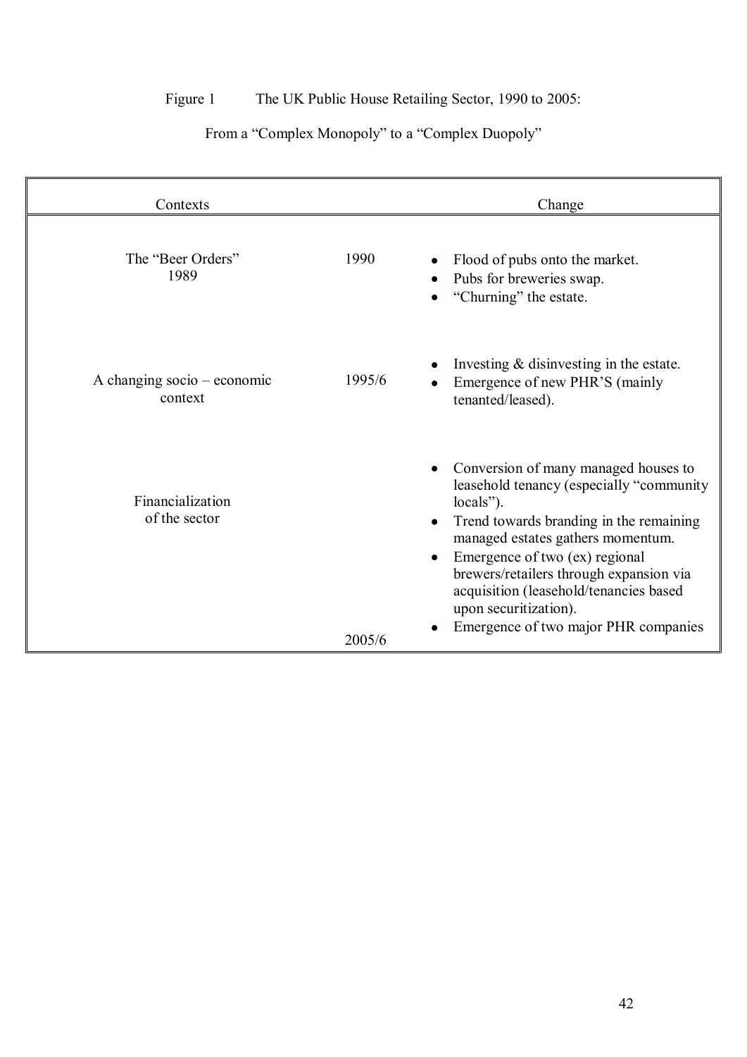Figure 1 The UK Public House Retailing Sector, 1990 to 2005:

From a "Complex Monopoly" to a "Complex Duopoly"

| Contexts | | Change |
|---|---|---|
| The "Beer Orders" 1989 | 1990 | • Flood of pubs onto the market.<br>• Pubs for breweries swap.<br>• "Churning" the estate. |
| A changing socio – economic context | 1995/6 | • Investing & disinvesting in the estate.<br>• Emergence of new PHR'S (mainly tenanted/leased). |
| Financialization of the sector | 2005/6 | • Conversion of many managed houses to leasehold tenancy (especially "community locals").<br>• Trend towards branding in the remaining managed estates gathers momentum.<br>• Emergence of two (ex) regional brewers/retailers through expansion via acquisition (leasehold/tenancies based upon securitization).<br>• Emergence of two major PHR companies |